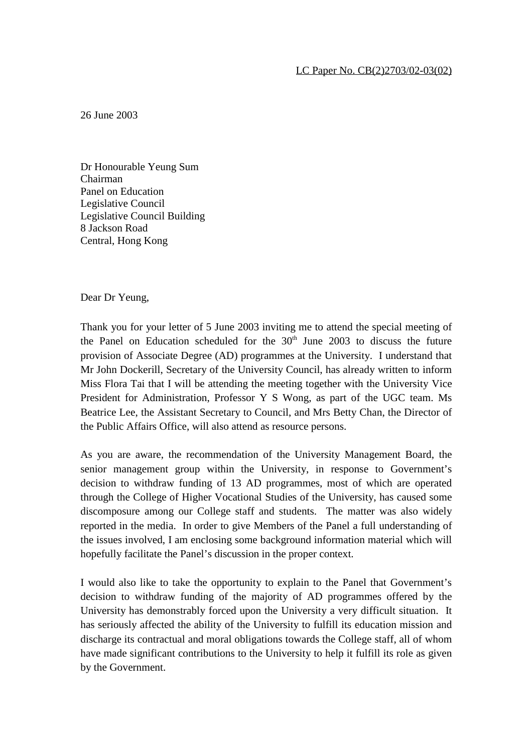LC Paper No. CB(2)2703/02-03(02)

26 June 2003

Dr Honourable Yeung Sum
Chairman
Panel on Education
Legislative Council
Legislative Council Building
8 Jackson Road
Central, Hong Kong

Dear Dr Yeung,

Thank you for your letter of 5 June 2003 inviting me to attend the special meeting of the Panel on Education scheduled for the 30th June 2003 to discuss the future provision of Associate Degree (AD) programmes at the University. I understand that Mr John Dockerill, Secretary of the University Council, has already written to inform Miss Flora Tai that I will be attending the meeting together with the University Vice President for Administration, Professor Y S Wong, as part of the UGC team. Ms Beatrice Lee, the Assistant Secretary to Council, and Mrs Betty Chan, the Director of the Public Affairs Office, will also attend as resource persons.

As you are aware, the recommendation of the University Management Board, the senior management group within the University, in response to Government's decision to withdraw funding of 13 AD programmes, most of which are operated through the College of Higher Vocational Studies of the University, has caused some discomposure among our College staff and students. The matter was also widely reported in the media. In order to give Members of the Panel a full understanding of the issues involved, I am enclosing some background information material which will hopefully facilitate the Panel's discussion in the proper context.

I would also like to take the opportunity to explain to the Panel that Government's decision to withdraw funding of the majority of AD programmes offered by the University has demonstrably forced upon the University a very difficult situation. It has seriously affected the ability of the University to fulfill its education mission and discharge its contractual and moral obligations towards the College staff, all of whom have made significant contributions to the University to help it fulfill its role as given by the Government.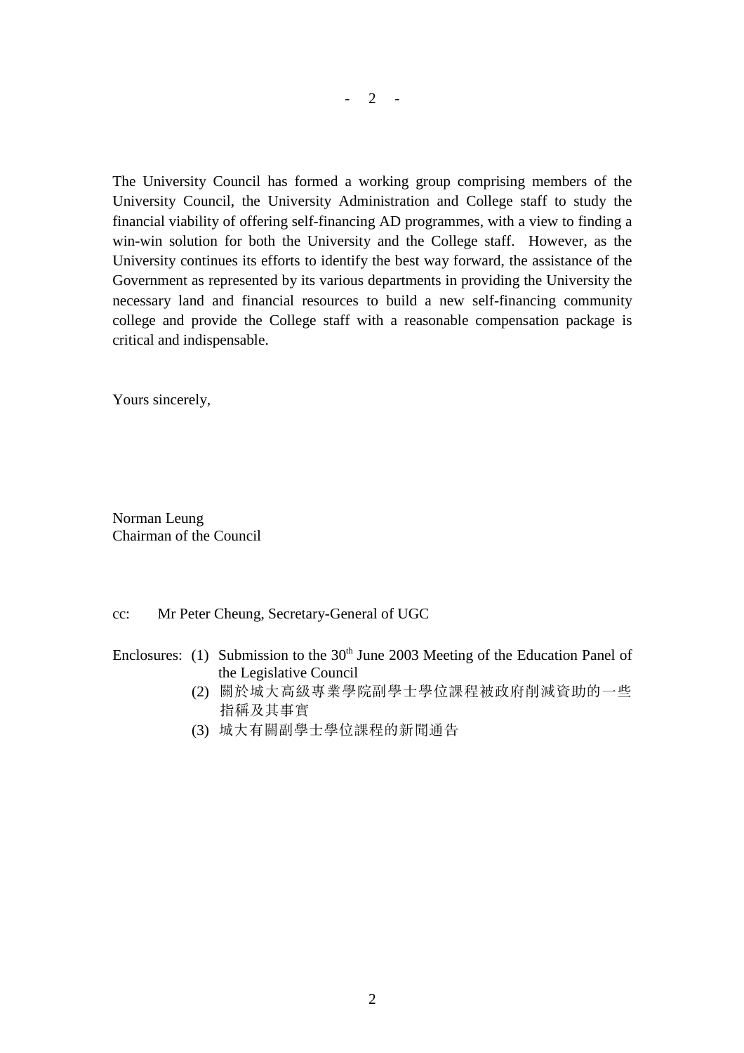The University Council has formed a working group comprising members of the University Council, the University Administration and College staff to study the financial viability of offering self-financing AD programmes, with a view to finding a win-win solution for both the University and the College staff. However, as the University continues its efforts to identify the best way forward, the assistance of the Government as represented by its various departments in providing the University the necessary land and financial resources to build a new self-financing community college and provide the College staff with a reasonable compensation package is critical and indispensable.

Yours sincerely,

Norman Leung
Chairman of the Council

cc: Mr Peter Cheung, Secretary-General of UGC

Enclosures:
(1) Submission to the 30th June 2003 Meeting of the Education Panel of the Legislative Council
(2) 關於城大高級專業學院副學士學位課程被政府削減資助的一些指稱及其事實
(3) 城大有關副學士學位課程的新聞通告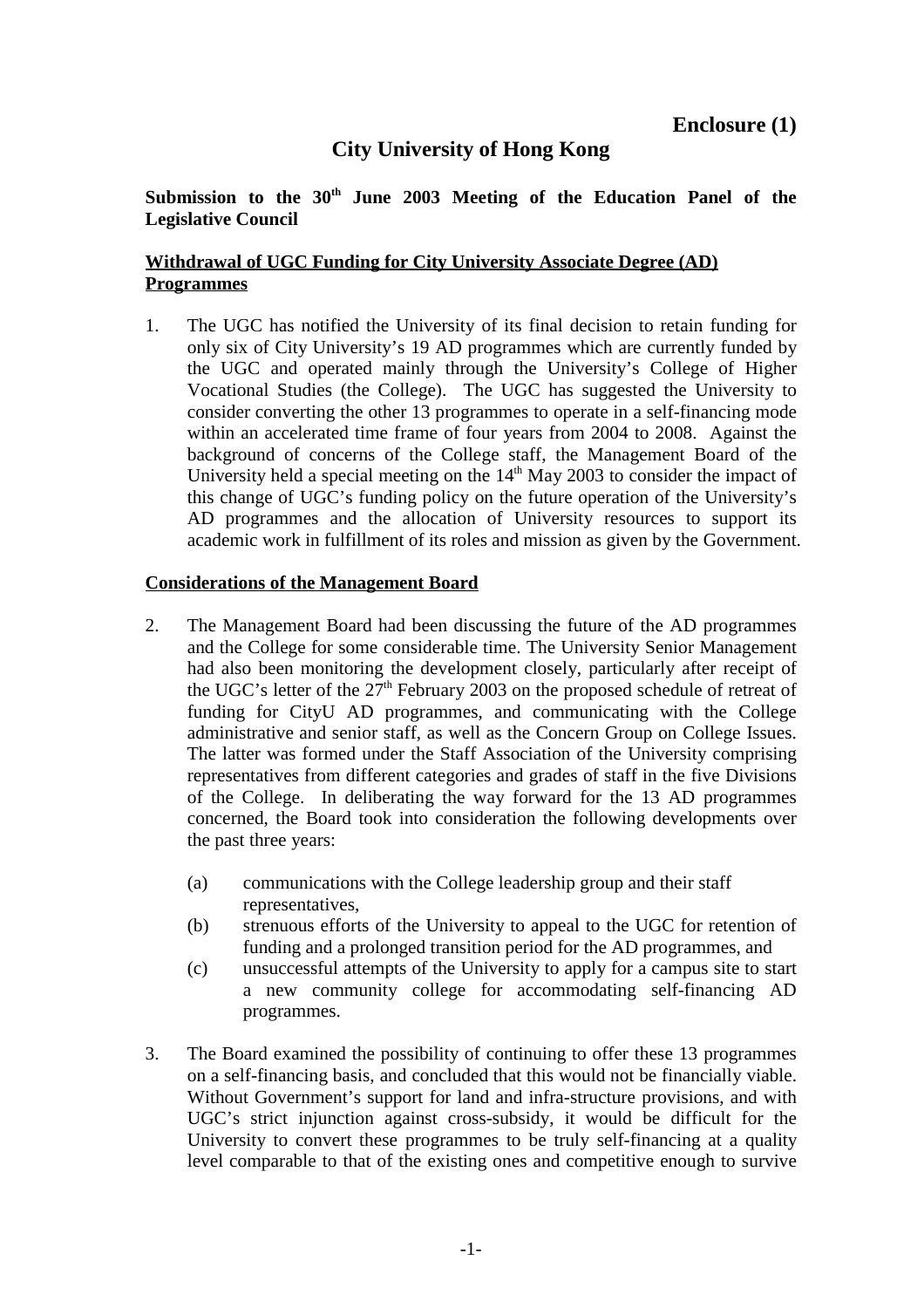**Enclosure (1)**

# City University of Hong Kong

**Submission to the 30th June 2003 Meeting of the Education Panel of the Legislative Council**

**Withdrawal of UGC Funding for City University Associate Degree (AD) Programmes**

1. The UGC has notified the University of its final decision to retain funding for only six of City University's 19 AD programmes which are currently funded by the UGC and operated mainly through the University's College of Higher Vocational Studies (the College). The UGC has suggested the University to consider converting the other 13 programmes to operate in a self-financing mode within an accelerated time frame of four years from 2004 to 2008. Against the background of concerns of the College staff, the Management Board of the University held a special meeting on the 14th May 2003 to consider the impact of this change of UGC's funding policy on the future operation of the University's AD programmes and the allocation of University resources to support its academic work in fulfillment of its roles and mission as given by the Government.

**Considerations of the Management Board**

2. The Management Board had been discussing the future of the AD programmes and the College for some considerable time. The University Senior Management had also been monitoring the development closely, particularly after receipt of the UGC's letter of the 27th February 2003 on the proposed schedule of retreat of funding for CityU AD programmes, and communicating with the College administrative and senior staff, as well as the Concern Group on College Issues. The latter was formed under the Staff Association of the University comprising representatives from different categories and grades of staff in the five Divisions of the College. In deliberating the way forward for the 13 AD programmes concerned, the Board took into consideration the following developments over the past three years:

   (a) communications with the College leadership group and their staff representatives,

   (b) strenuous efforts of the University to appeal to the UGC for retention of funding and a prolonged transition period for the AD programmes, and

   (c) unsuccessful attempts of the University to apply for a campus site to start a new community college for accommodating self-financing AD programmes.

3. The Board examined the possibility of continuing to offer these 13 programmes on a self-financing basis, and concluded that this would not be financially viable. Without Government's support for land and infra-structure provisions, and with UGC's strict injunction against cross-subsidy, it would be difficult for the University to convert these programmes to be truly self-financing at a quality level comparable to that of the existing ones and competitive enough to survive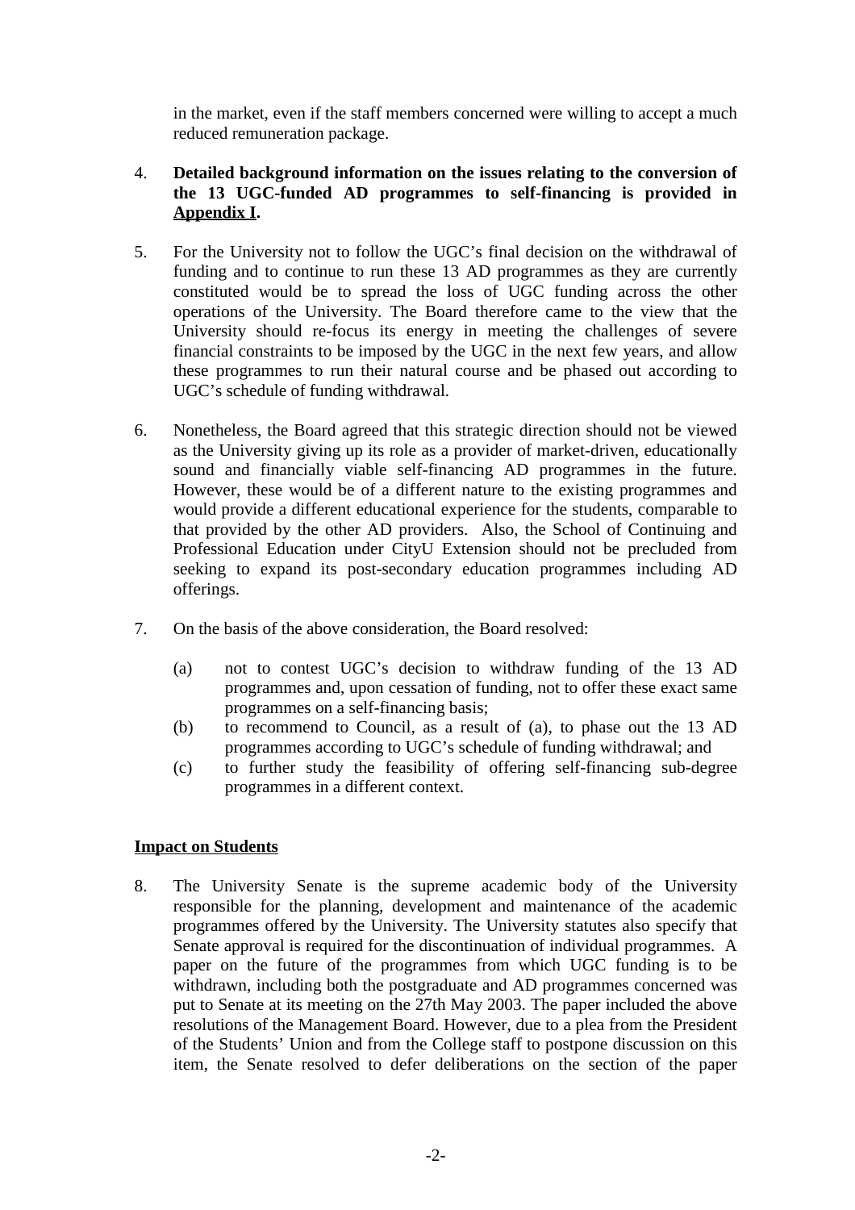in the market, even if the staff members concerned were willing to accept a much reduced remuneration package.

4. **Detailed background information on the issues relating to the conversion of the 13 UGC-funded AD programmes to self-financing is provided in <u>Appendix I</u>.**

5. For the University not to follow the UGC's final decision on the withdrawal of funding and to continue to run these 13 AD programmes as they are currently constituted would be to spread the loss of UGC funding across the other operations of the University. The Board therefore came to the view that the University should re-focus its energy in meeting the challenges of severe financial constraints to be imposed by the UGC in the next few years, and allow these programmes to run their natural course and be phased out according to UGC's schedule of funding withdrawal.

6. Nonetheless, the Board agreed that this strategic direction should not be viewed as the University giving up its role as a provider of market-driven, educationally sound and financially viable self-financing AD programmes in the future. However, these would be of a different nature to the existing programmes and would provide a different educational experience for the students, comparable to that provided by the other AD providers. Also, the School of Continuing and Professional Education under CityU Extension should not be precluded from seeking to expand its post-secondary education programmes including AD offerings.

7. On the basis of the above consideration, the Board resolved:

   (a) not to contest UGC's decision to withdraw funding of the 13 AD programmes and, upon cessation of funding, not to offer these exact same programmes on a self-financing basis;
   (b) to recommend to Council, as a result of (a), to phase out the 13 AD programmes according to UGC's schedule of funding withdrawal; and
   (c) to further study the feasibility of offering self-financing sub-degree programmes in a different context.

**<u>Impact on Students</u>**

8. The University Senate is the supreme academic body of the University responsible for the planning, development and maintenance of the academic programmes offered by the University. The University statutes also specify that Senate approval is required for the discontinuation of individual programmes. A paper on the future of the programmes from which UGC funding is to be withdrawn, including both the postgraduate and AD programmes concerned was put to Senate at its meeting on the 27th May 2003. The paper included the above resolutions of the Management Board. However, due to a plea from the President of the Students' Union and from the College staff to postpone discussion on this item, the Senate resolved to defer deliberations on the section of the paper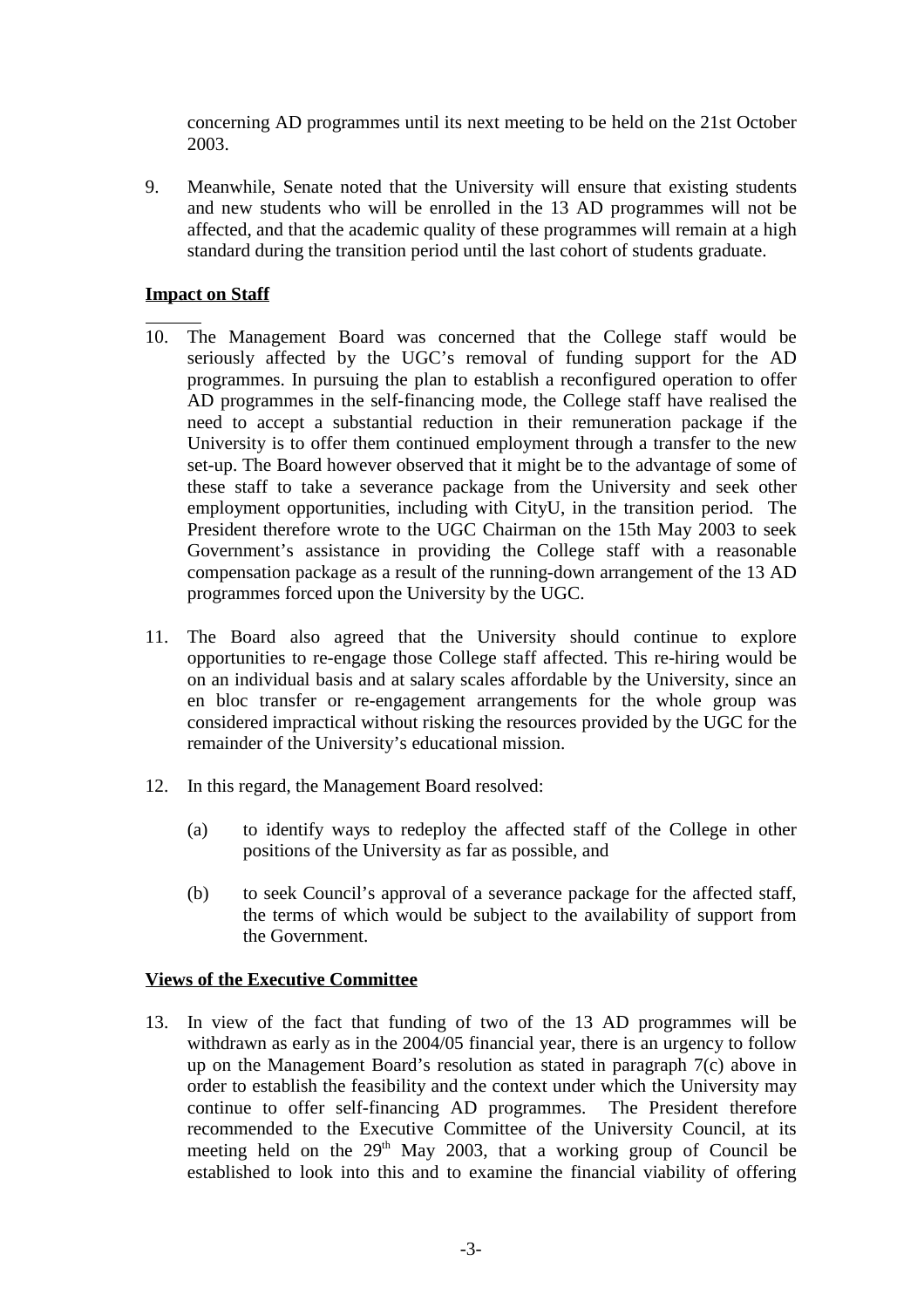concerning AD programmes until its next meeting to be held on the 21st October 2003.

9. Meanwhile, Senate noted that the University will ensure that existing students and new students who will be enrolled in the 13 AD programmes will not be affected, and that the academic quality of these programmes will remain at a high standard during the transition period until the last cohort of students graduate.

**Impact on Staff**

10. The Management Board was concerned that the College staff would be seriously affected by the UGC's removal of funding support for the AD programmes. In pursuing the plan to establish a reconfigured operation to offer AD programmes in the self-financing mode, the College staff have realised the need to accept a substantial reduction in their remuneration package if the University is to offer them continued employment through a transfer to the new set-up. The Board however observed that it might be to the advantage of some of these staff to take a severance package from the University and seek other employment opportunities, including with CityU, in the transition period. The President therefore wrote to the UGC Chairman on the 15th May 2003 to seek Government's assistance in providing the College staff with a reasonable compensation package as a result of the running-down arrangement of the 13 AD programmes forced upon the University by the UGC.

11. The Board also agreed that the University should continue to explore opportunities to re-engage those College staff affected. This re-hiring would be on an individual basis and at salary scales affordable by the University, since an en bloc transfer or re-engagement arrangements for the whole group was considered impractical without risking the resources provided by the UGC for the remainder of the University's educational mission.

12. In this regard, the Management Board resolved:

    (a) to identify ways to redeploy the affected staff of the College in other positions of the University as far as possible, and

    (b) to seek Council's approval of a severance package for the affected staff, the terms of which would be subject to the availability of support from the Government.

**Views of the Executive Committee**

13. In view of the fact that funding of two of the 13 AD programmes will be withdrawn as early as in the 2004/05 financial year, there is an urgency to follow up on the Management Board's resolution as stated in paragraph 7(c) above in order to establish the feasibility and the context under which the University may continue to offer self-financing AD programmes. The President therefore recommended to the Executive Committee of the University Council, at its meeting held on the 29th May 2003, that a working group of Council be established to look into this and to examine the financial viability of offering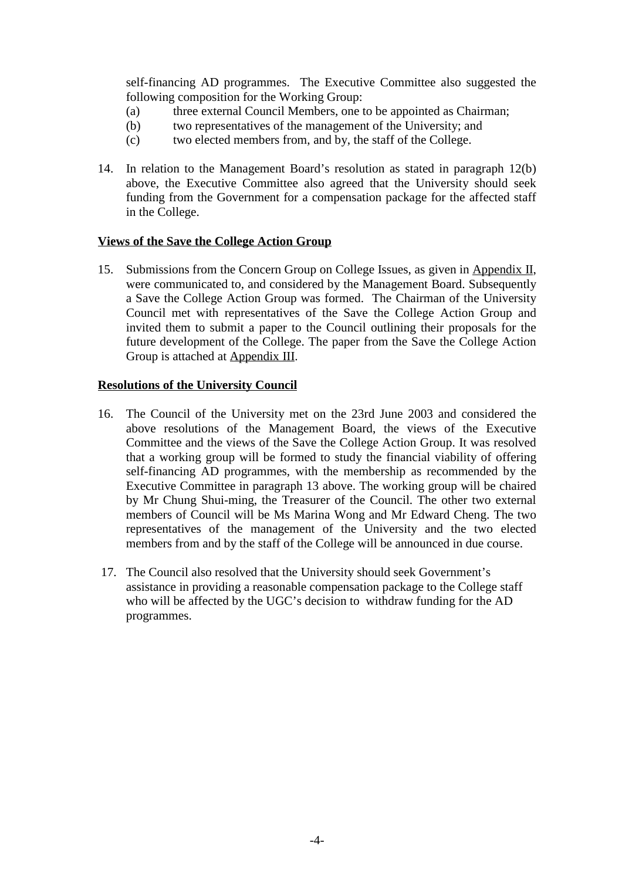self-financing AD programmes. The Executive Committee also suggested the following composition for the Working Group:

(a) three external Council Members, one to be appointed as Chairman;
(b) two representatives of the management of the University; and
(c) two elected members from, and by, the staff of the College.

14. In relation to the Management Board's resolution as stated in paragraph 12(b) above, the Executive Committee also agreed that the University should seek funding from the Government for a compensation package for the affected staff in the College.

**<u>Views of the Save the College Action Group</u>**

15. Submissions from the Concern Group on College Issues, as given in <u>Appendix II</u>, were communicated to, and considered by the Management Board. Subsequently a Save the College Action Group was formed. The Chairman of the University Council met with representatives of the Save the College Action Group and invited them to submit a paper to the Council outlining their proposals for the future development of the College. The paper from the Save the College Action Group is attached at <u>Appendix III</u>.

**<u>Resolutions of the University Council</u>**

16. The Council of the University met on the 23rd June 2003 and considered the above resolutions of the Management Board, the views of the Executive Committee and the views of the Save the College Action Group. It was resolved that a working group will be formed to study the financial viability of offering self-financing AD programmes, with the membership as recommended by the Executive Committee in paragraph 13 above. The working group will be chaired by Mr Chung Shui-ming, the Treasurer of the Council. The other two external members of Council will be Ms Marina Wong and Mr Edward Cheng. The two representatives of the management of the University and the two elected members from and by the staff of the College will be announced in due course.

17. The Council also resolved that the University should seek Government's assistance in providing a reasonable compensation package to the College staff who will be affected by the UGC's decision to withdraw funding for the AD programmes.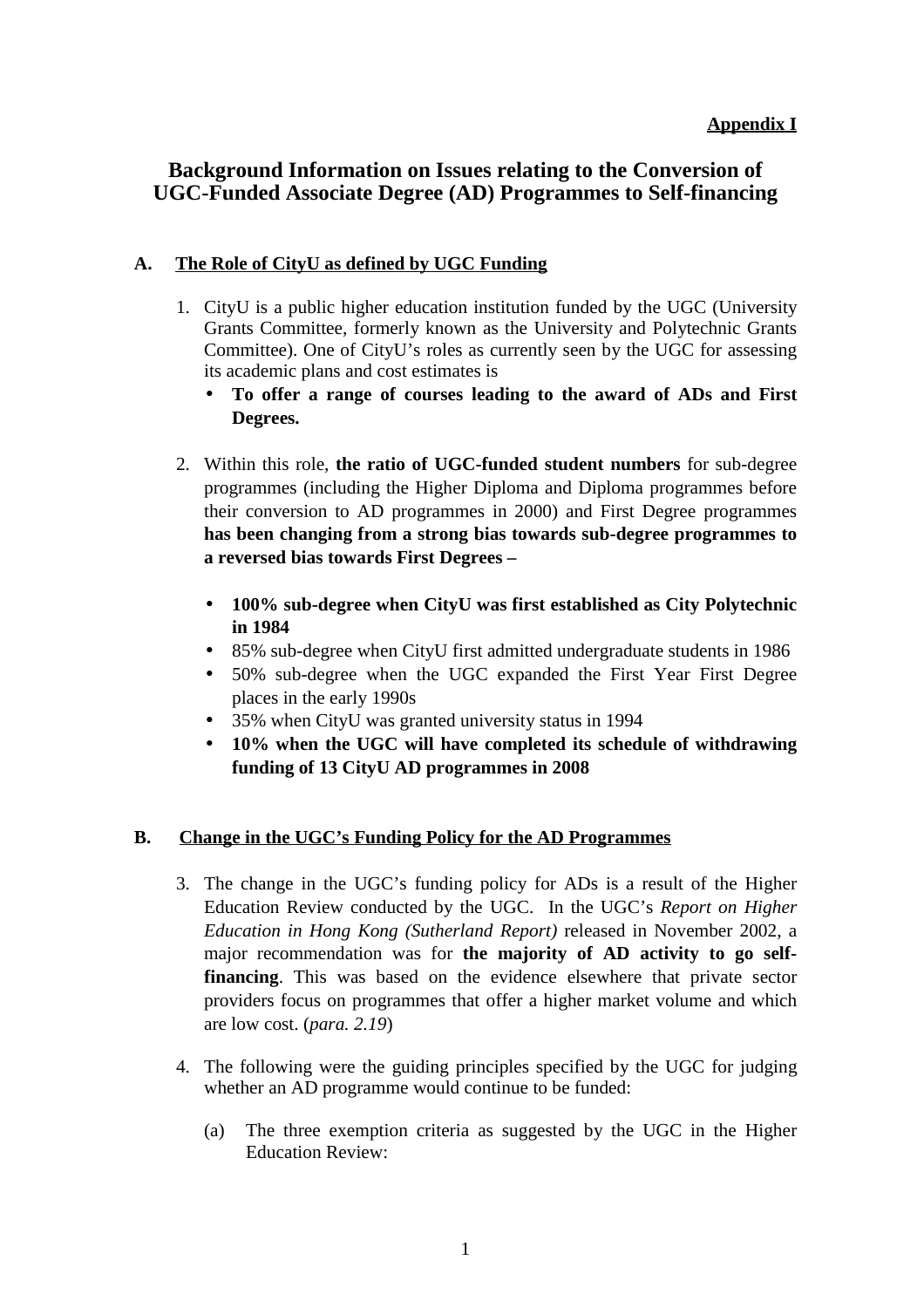**Appendix I**

# Background Information on Issues relating to the Conversion of UGC-Funded Associate Degree (AD) Programmes to Self-financing

## A. The Role of CityU as defined by UGC Funding

1. CityU is a public higher education institution funded by the UGC (University Grants Committee, formerly known as the University and Polytechnic Grants Committee). One of CityU's roles as currently seen by the UGC for assessing its academic plans and cost estimates is
   - **To offer a range of courses leading to the award of ADs and First Degrees.**

2. Within this role, **the ratio of UGC-funded student numbers** for sub-degree programmes (including the Higher Diploma and Diploma programmes before their conversion to AD programmes in 2000) and First Degree programmes **has been changing from a strong bias towards sub-degree programmes to a reversed bias towards First Degrees –**

   - **100% sub-degree when CityU was first established as City Polytechnic in 1984**
   - 85% sub-degree when CityU first admitted undergraduate students in 1986
   - 50% sub-degree when the UGC expanded the First Year First Degree places in the early 1990s
   - 35% when CityU was granted university status in 1994
   - **10% when the UGC will have completed its schedule of withdrawing funding of 13 CityU AD programmes in 2008**

## B. Change in the UGC's Funding Policy for the AD Programmes

3. The change in the UGC's funding policy for ADs is a result of the Higher Education Review conducted by the UGC. In the UGC's *Report on Higher Education in Hong Kong (Sutherland Report)* released in November 2002, a major recommendation was for **the majority of AD activity to go self-financing**. This was based on the evidence elsewhere that private sector providers focus on programmes that offer a higher market volume and which are low cost. (*para. 2.19*)

4. The following were the guiding principles specified by the UGC for judging whether an AD programme would continue to be funded:

   (a) The three exemption criteria as suggested by the UGC in the Higher Education Review: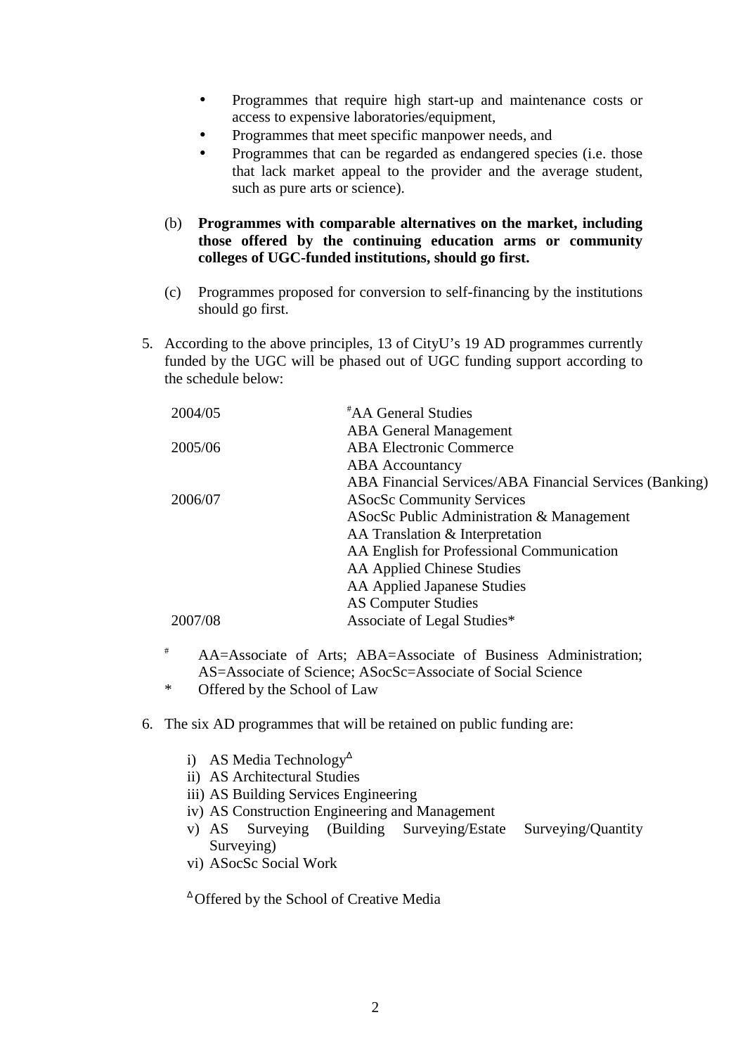- Programmes that require high start-up and maintenance costs or access to expensive laboratories/equipment,
- Programmes that meet specific manpower needs, and
- Programmes that can be regarded as endangered species (i.e. those that lack market appeal to the provider and the average student, such as pure arts or science).

(b) **Programmes with comparable alternatives on the market, including those offered by the continuing education arms or community colleges of UGC-funded institutions, should go first.**

(c) Programmes proposed for conversion to self-financing by the institutions should go first.

5. According to the above principles, 13 of CityU's 19 AD programmes currently funded by the UGC will be phased out of UGC funding support according to the schedule below:

| | |
|---|---|
| 2004/05 | #AA General Studies |
| | ABA General Management |
| 2005/06 | ABA Electronic Commerce |
| | ABA Accountancy |
| | ABA Financial Services/ABA Financial Services (Banking) |
| 2006/07 | ASocSc Community Services |
| | ASocSc Public Administration & Management |
| | AA Translation & Interpretation |
| | AA English for Professional Communication |
| | AA Applied Chinese Studies |
| | AA Applied Japanese Studies |
| | AS Computer Studies |
| 2007/08 | Associate of Legal Studies* |

\# AA=Associate of Arts; ABA=Associate of Business Administration; AS=Associate of Science; ASocSc=Associate of Social Science

\* Offered by the School of Law

6. The six AD programmes that will be retained on public funding are:

   i) AS Media Technology[Δ]
   ii) AS Architectural Studies
   iii) AS Building Services Engineering
   iv) AS Construction Engineering and Management
   v) AS Surveying (Building Surveying/Estate Surveying/Quantity Surveying)
   vi) ASocSc Social Work

   [Δ] Offered by the School of Creative Media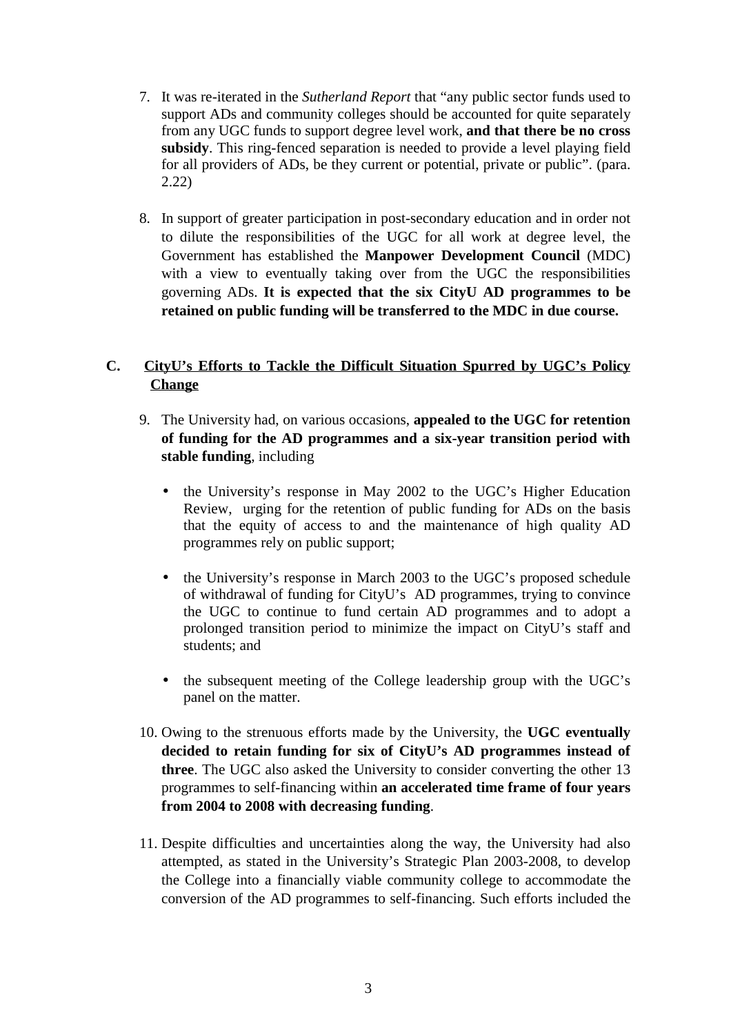7. It was re-iterated in the *Sutherland Report* that "any public sector funds used to support ADs and community colleges should be accounted for quite separately from any UGC funds to support degree level work, **and that there be no cross subsidy**. This ring-fenced separation is needed to provide a level playing field for all providers of ADs, be they current or potential, private or public". (para. 2.22)

8. In support of greater participation in post-secondary education and in order not to dilute the responsibilities of the UGC for all work at degree level, the Government has established the **Manpower Development Council** (MDC) with a view to eventually taking over from the UGC the responsibilities governing ADs. **It is expected that the six CityU AD programmes to be retained on public funding will be transferred to the MDC in due course.**

## C. CityU's Efforts to Tackle the Difficult Situation Spurred by UGC's Policy Change

9. The University had, on various occasions, **appealed to the UGC for retention of funding for the AD programmes and a six-year transition period with stable funding**, including

   - the University's response in May 2002 to the UGC's Higher Education Review, urging for the retention of public funding for ADs on the basis that the equity of access to and the maintenance of high quality AD programmes rely on public support;
   - the University's response in March 2003 to the UGC's proposed schedule of withdrawal of funding for CityU's AD programmes, trying to convince the UGC to continue to fund certain AD programmes and to adopt a prolonged transition period to minimize the impact on CityU's staff and students; and
   - the subsequent meeting of the College leadership group with the UGC's panel on the matter.

10. Owing to the strenuous efforts made by the University, the **UGC eventually decided to retain funding for six of CityU's AD programmes instead of three**. The UGC also asked the University to consider converting the other 13 programmes to self-financing within **an accelerated time frame of four years from 2004 to 2008 with decreasing funding**.

11. Despite difficulties and uncertainties along the way, the University had also attempted, as stated in the University's Strategic Plan 2003-2008, to develop the College into a financially viable community college to accommodate the conversion of the AD programmes to self-financing. Such efforts included the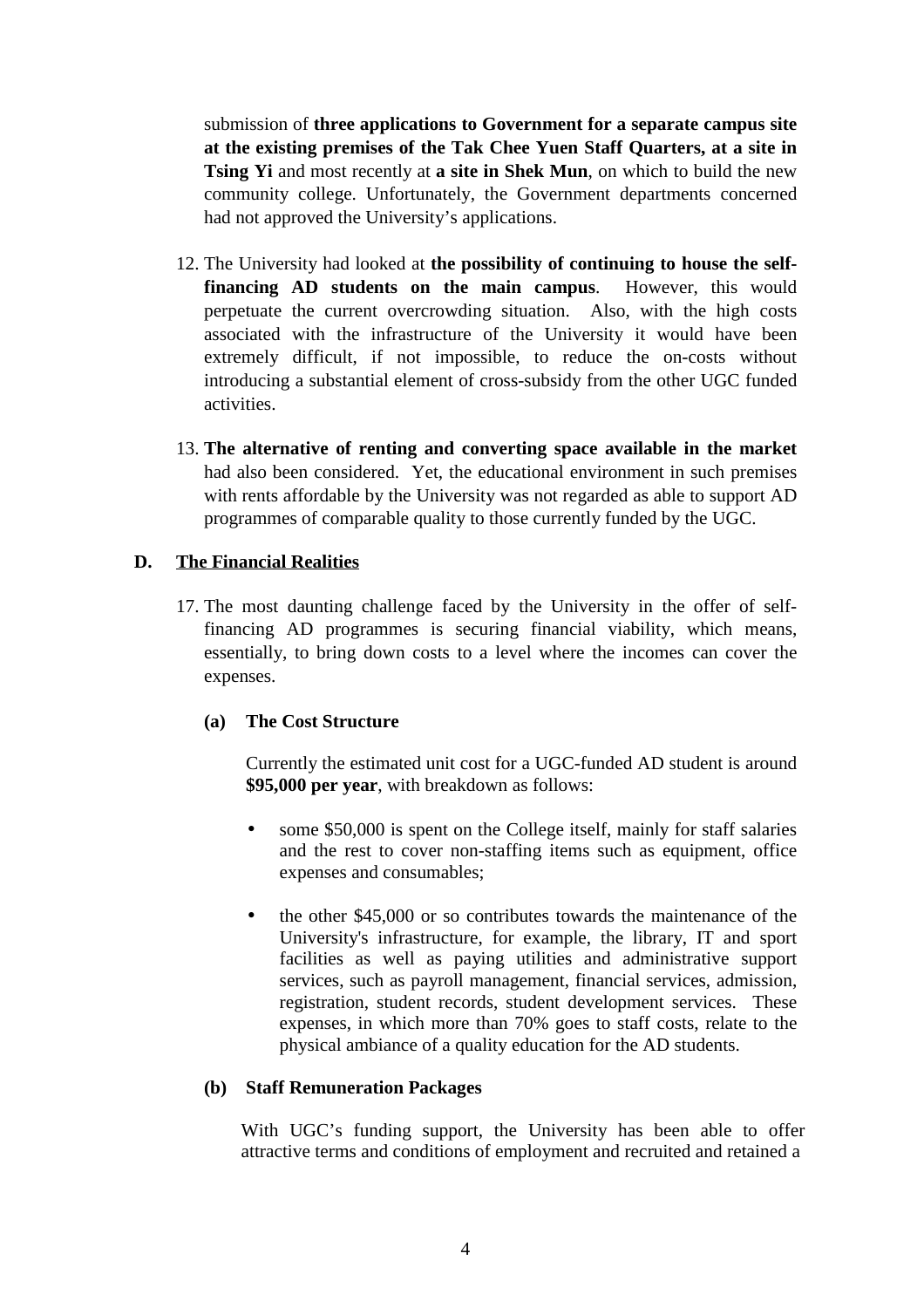submission of **three applications to Government for a separate campus site at the existing premises of the Tak Chee Yuen Staff Quarters, at a site in Tsing Yi** and most recently at **a site in Shek Mun**, on which to build the new community college. Unfortunately, the Government departments concerned had not approved the University's applications.

12. The University had looked at **the possibility of continuing to house the self-financing AD students on the main campus**. However, this would perpetuate the current overcrowding situation. Also, with the high costs associated with the infrastructure of the University it would have been extremely difficult, if not impossible, to reduce the on-costs without introducing a substantial element of cross-subsidy from the other UGC funded activities.

13. **The alternative of renting and converting space available in the market** had also been considered. Yet, the educational environment in such premises with rents affordable by the University was not regarded as able to support AD programmes of comparable quality to those currently funded by the UGC.

## D. The Financial Realities

17. The most daunting challenge faced by the University in the offer of self-financing AD programmes is securing financial viability, which means, essentially, to bring down costs to a level where the incomes can cover the expenses.

### (a) The Cost Structure

Currently the estimated unit cost for a UGC-funded AD student is around **$95,000 per year**, with breakdown as follows:

- some $50,000 is spent on the College itself, mainly for staff salaries and the rest to cover non-staffing items such as equipment, office expenses and consumables;
- the other $45,000 or so contributes towards the maintenance of the University's infrastructure, for example, the library, IT and sport facilities as well as paying utilities and administrative support services, such as payroll management, financial services, admission, registration, student records, student development services. These expenses, in which more than 70% goes to staff costs, relate to the physical ambiance of a quality education for the AD students.

### (b) Staff Remuneration Packages

With UGC's funding support, the University has been able to offer attractive terms and conditions of employment and recruited and retained a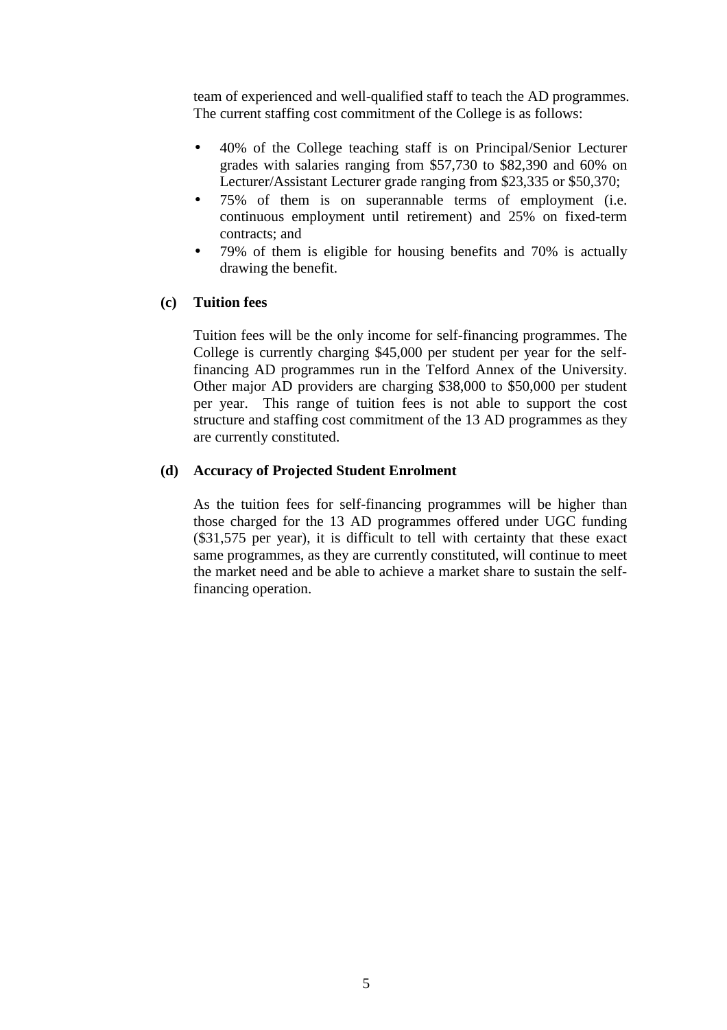team of experienced and well-qualified staff to teach the AD programmes. The current staffing cost commitment of the College is as follows:

- 40% of the College teaching staff is on Principal/Senior Lecturer grades with salaries ranging from $57,730 to $82,390 and 60% on Lecturer/Assistant Lecturer grade ranging from $23,335 or $50,370;
- 75% of them is on superannable terms of employment (i.e. continuous employment until retirement) and 25% on fixed-term contracts; and
- 79% of them is eligible for housing benefits and 70% is actually drawing the benefit.

**(c) Tuition fees**

Tuition fees will be the only income for self-financing programmes. The College is currently charging $45,000 per student per year for the self-financing AD programmes run in the Telford Annex of the University. Other major AD providers are charging $38,000 to $50,000 per student per year. This range of tuition fees is not able to support the cost structure and staffing cost commitment of the 13 AD programmes as they are currently constituted.

**(d) Accuracy of Projected Student Enrolment**

As the tuition fees for self-financing programmes will be higher than those charged for the 13 AD programmes offered under UGC funding ($31,575 per year), it is difficult to tell with certainty that these exact same programmes, as they are currently constituted, will continue to meet the market need and be able to achieve a market share to sustain the self-financing operation.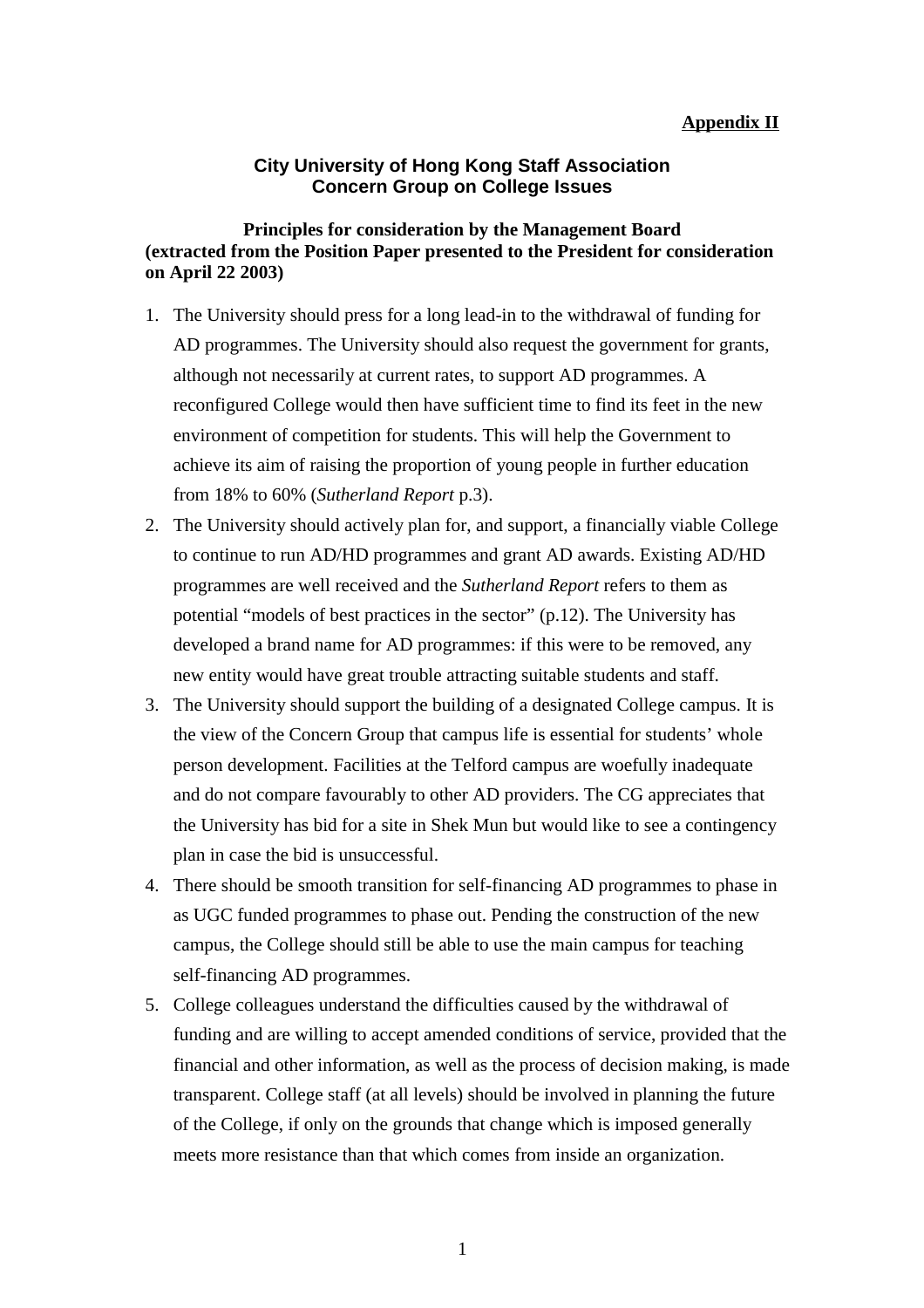**Appendix II**

## City University of Hong Kong Staff Association
## Concern Group on College Issues

### Principles for consideration by the Management Board (extracted from the Position Paper presented to the President for consideration on April 22 2003)

1. The University should press for a long lead-in to the withdrawal of funding for AD programmes. The University should also request the government for grants, although not necessarily at current rates, to support AD programmes. A reconfigured College would then have sufficient time to find its feet in the new environment of competition for students. This will help the Government to achieve its aim of raising the proportion of young people in further education from 18% to 60% (*Sutherland Report* p.3).
2. The University should actively plan for, and support, a financially viable College to continue to run AD/HD programmes and grant AD awards. Existing AD/HD programmes are well received and the *Sutherland Report* refers to them as potential "models of best practices in the sector" (p.12). The University has developed a brand name for AD programmes: if this were to be removed, any new entity would have great trouble attracting suitable students and staff.
3. The University should support the building of a designated College campus. It is the view of the Concern Group that campus life is essential for students' whole person development. Facilities at the Telford campus are woefully inadequate and do not compare favourably to other AD providers. The CG appreciates that the University has bid for a site in Shek Mun but would like to see a contingency plan in case the bid is unsuccessful.
4. There should be smooth transition for self-financing AD programmes to phase in as UGC funded programmes to phase out. Pending the construction of the new campus, the College should still be able to use the main campus for teaching self-financing AD programmes.
5. College colleagues understand the difficulties caused by the withdrawal of funding and are willing to accept amended conditions of service, provided that the financial and other information, as well as the process of decision making, is made transparent. College staff (at all levels) should be involved in planning the future of the College, if only on the grounds that change which is imposed generally meets more resistance than that which comes from inside an organization.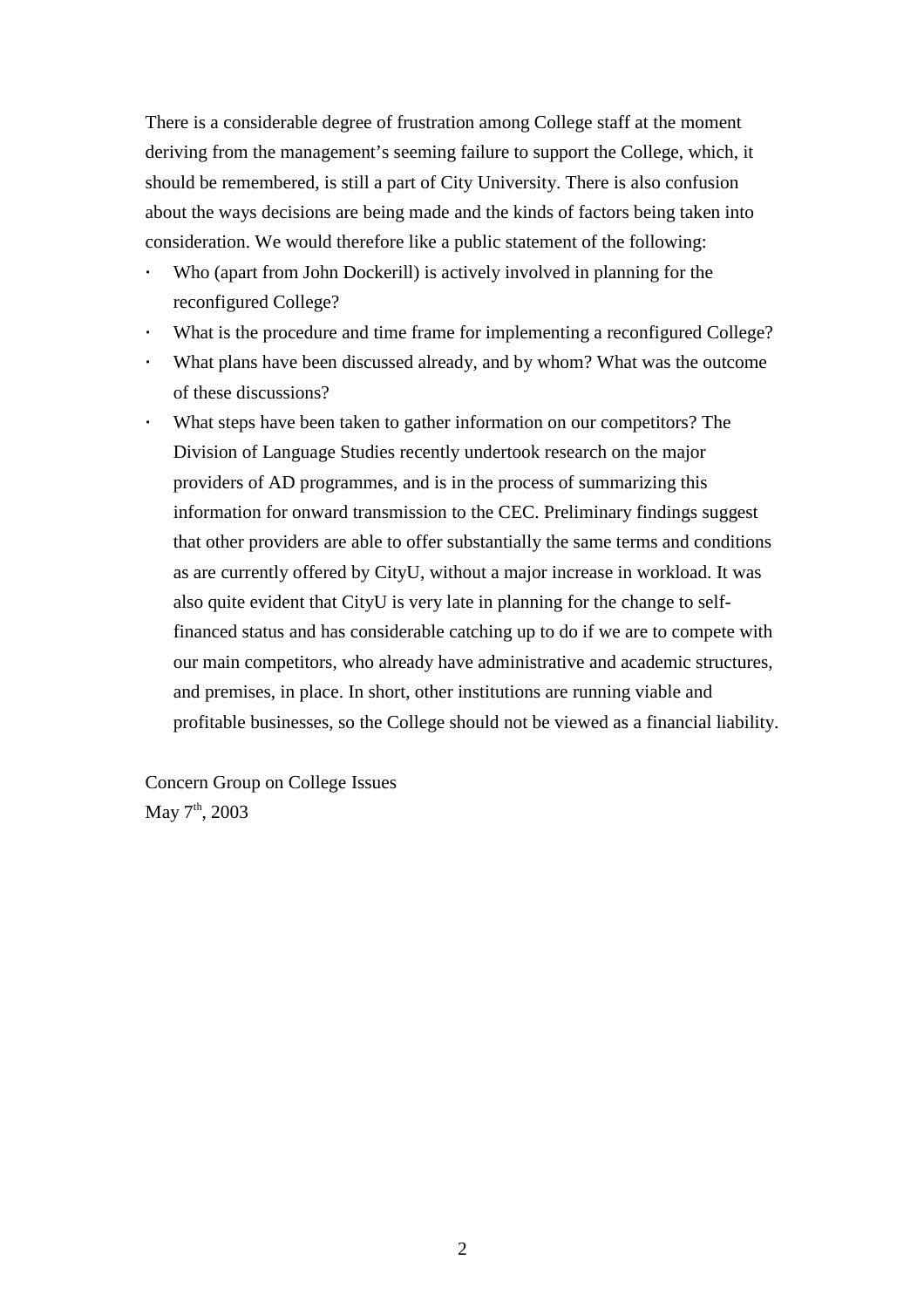There is a considerable degree of frustration among College staff at the moment deriving from the management's seeming failure to support the College, which, it should be remembered, is still a part of City University. There is also confusion about the ways decisions are being made and the kinds of factors being taken into consideration. We would therefore like a public statement of the following:

- Who (apart from John Dockerill) is actively involved in planning for the reconfigured College?
- What is the procedure and time frame for implementing a reconfigured College?
- What plans have been discussed already, and by whom? What was the outcome of these discussions?
- What steps have been taken to gather information on our competitors? The Division of Language Studies recently undertook research on the major providers of AD programmes, and is in the process of summarizing this information for onward transmission to the CEC. Preliminary findings suggest that other providers are able to offer substantially the same terms and conditions as are currently offered by CityU, without a major increase in workload. It was also quite evident that CityU is very late in planning for the change to self-financed status and has considerable catching up to do if we are to compete with our main competitors, who already have administrative and academic structures, and premises, in place. In short, other institutions are running viable and profitable businesses, so the College should not be viewed as a financial liability.

Concern Group on College Issues
May 7th, 2003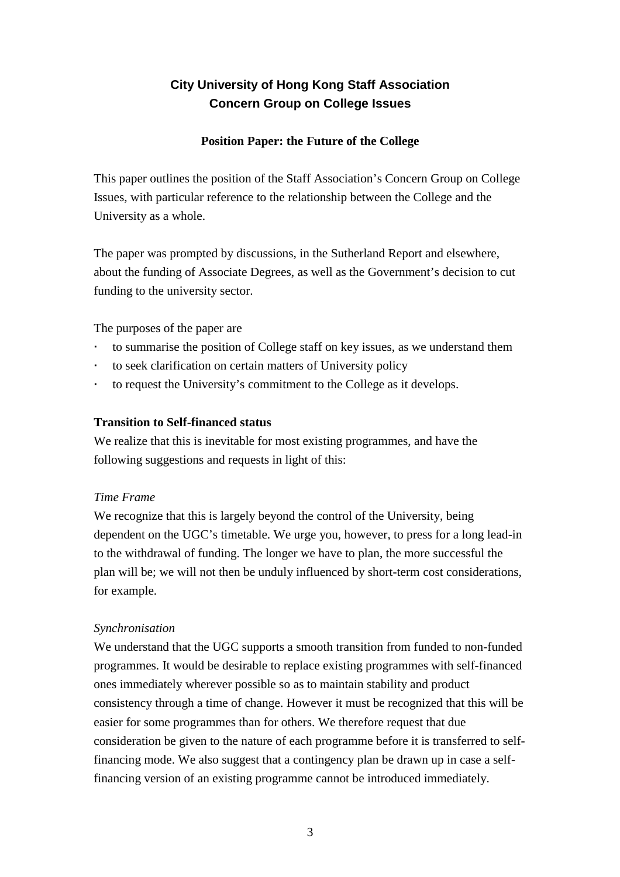**City University of Hong Kong Staff Association**
**Concern Group on College Issues**

**Position Paper: the Future of the College**

This paper outlines the position of the Staff Association's Concern Group on College Issues, with particular reference to the relationship between the College and the University as a whole.

The paper was prompted by discussions, in the Sutherland Report and elsewhere, about the funding of Associate Degrees, as well as the Government's decision to cut funding to the university sector.

The purposes of the paper are

- to summarise the position of College staff on key issues, as we understand them
- to seek clarification on certain matters of University policy
- to request the University's commitment to the College as it develops.

**Transition to Self-financed status**

We realize that this is inevitable for most existing programmes, and have the following suggestions and requests in light of this:

*Time Frame*

We recognize that this is largely beyond the control of the University, being dependent on the UGC's timetable. We urge you, however, to press for a long lead-in to the withdrawal of funding. The longer we have to plan, the more successful the plan will be; we will not then be unduly influenced by short-term cost considerations, for example.

*Synchronisation*

We understand that the UGC supports a smooth transition from funded to non-funded programmes. It would be desirable to replace existing programmes with self-financed ones immediately wherever possible so as to maintain stability and product consistency through a time of change. However it must be recognized that this will be easier for some programmes than for others. We therefore request that due consideration be given to the nature of each programme before it is transferred to self-financing mode. We also suggest that a contingency plan be drawn up in case a self-financing version of an existing programme cannot be introduced immediately.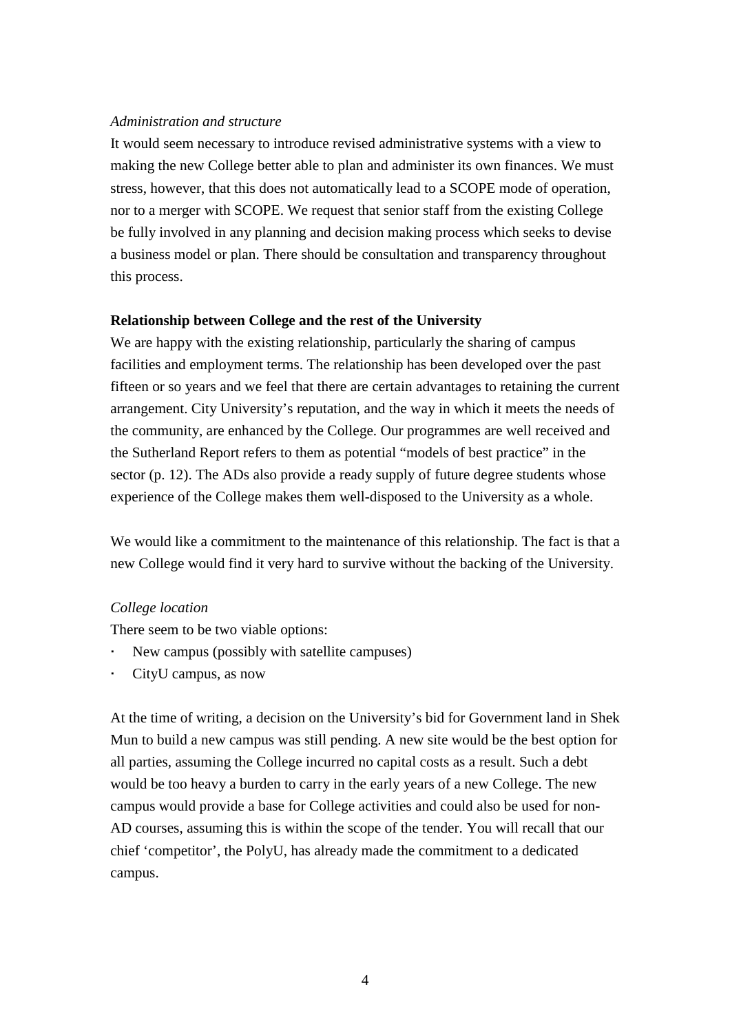*Administration and structure*

It would seem necessary to introduce revised administrative systems with a view to making the new College better able to plan and administer its own finances. We must stress, however, that this does not automatically lead to a SCOPE mode of operation, nor to a merger with SCOPE. We request that senior staff from the existing College be fully involved in any planning and decision making process which seeks to devise a business model or plan. There should be consultation and transparency throughout this process.

**Relationship between College and the rest of the University**

We are happy with the existing relationship, particularly the sharing of campus facilities and employment terms. The relationship has been developed over the past fifteen or so years and we feel that there are certain advantages to retaining the current arrangement. City University's reputation, and the way in which it meets the needs of the community, are enhanced by the College. Our programmes are well received and the Sutherland Report refers to them as potential "models of best practice" in the sector (p. 12). The ADs also provide a ready supply of future degree students whose experience of the College makes them well-disposed to the University as a whole.

We would like a commitment to the maintenance of this relationship. The fact is that a new College would find it very hard to survive without the backing of the University.

*College location*

There seem to be two viable options:

- New campus (possibly with satellite campuses)
- CityU campus, as now

At the time of writing, a decision on the University's bid for Government land in Shek Mun to build a new campus was still pending. A new site would be the best option for all parties, assuming the College incurred no capital costs as a result. Such a debt would be too heavy a burden to carry in the early years of a new College. The new campus would provide a base for College activities and could also be used for non-AD courses, assuming this is within the scope of the tender. You will recall that our chief 'competitor', the PolyU, has already made the commitment to a dedicated campus.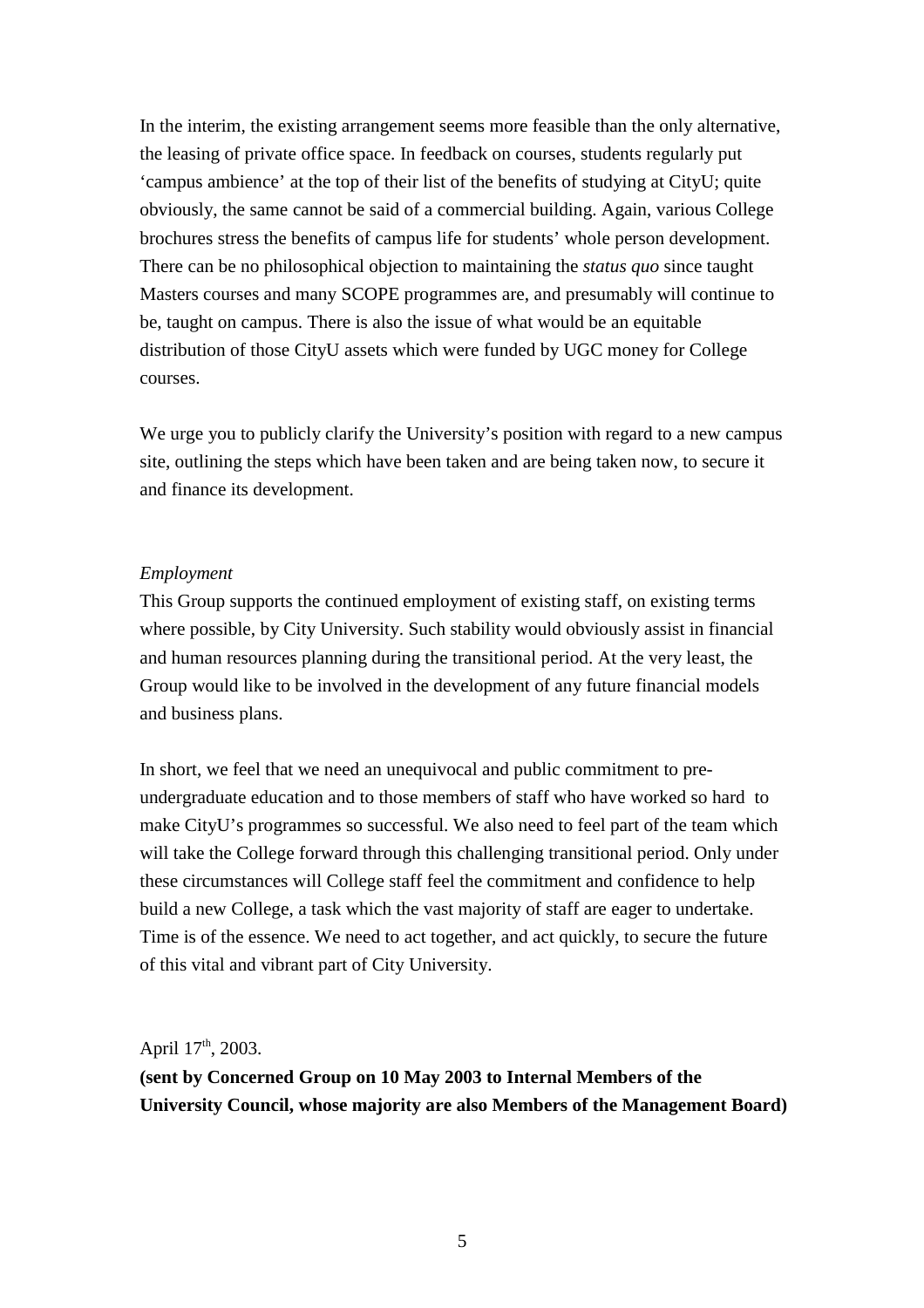In the interim, the existing arrangement seems more feasible than the only alternative, the leasing of private office space. In feedback on courses, students regularly put 'campus ambience' at the top of their list of the benefits of studying at CityU; quite obviously, the same cannot be said of a commercial building. Again, various College brochures stress the benefits of campus life for students' whole person development. There can be no philosophical objection to maintaining the *status quo* since taught Masters courses and many SCOPE programmes are, and presumably will continue to be, taught on campus. There is also the issue of what would be an equitable distribution of those CityU assets which were funded by UGC money for College courses.

We urge you to publicly clarify the University's position with regard to a new campus site, outlining the steps which have been taken and are being taken now, to secure it and finance its development.

*Employment*

This Group supports the continued employment of existing staff, on existing terms where possible, by City University. Such stability would obviously assist in financial and human resources planning during the transitional period. At the very least, the Group would like to be involved in the development of any future financial models and business plans.

In short, we feel that we need an unequivocal and public commitment to pre-undergraduate education and to those members of staff who have worked so hard to make CityU's programmes so successful. We also need to feel part of the team which will take the College forward through this challenging transitional period. Only under these circumstances will College staff feel the commitment and confidence to help build a new College, a task which the vast majority of staff are eager to undertake. Time is of the essence. We need to act together, and act quickly, to secure the future of this vital and vibrant part of City University.

April 17th, 2003.

**(sent by Concerned Group on 10 May 2003 to Internal Members of the University Council, whose majority are also Members of the Management Board)**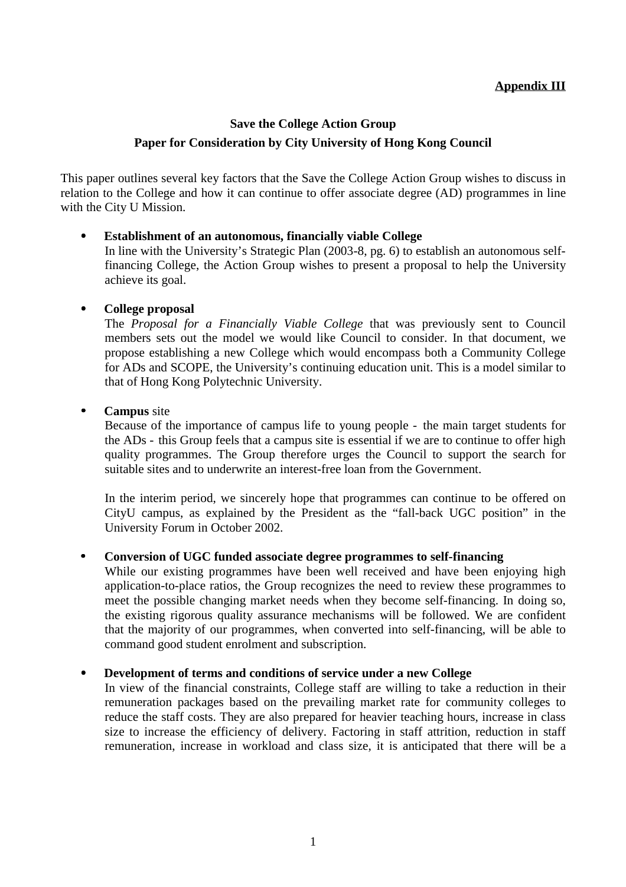**Appendix III**

**Save the College Action Group**

**Paper for Consideration by City University of Hong Kong Council**

This paper outlines several key factors that the Save the College Action Group wishes to discuss in relation to the College and how it can continue to offer associate degree (AD) programmes in line with the City U Mission.

- **Establishment of an autonomous, financially viable College**
  In line with the University's Strategic Plan (2003-8, pg. 6) to establish an autonomous self-financing College, the Action Group wishes to present a proposal to help the University achieve its goal.

- **College proposal**
  The *Proposal for a Financially Viable College* that was previously sent to Council members sets out the model we would like Council to consider. In that document, we propose establishing a new College which would encompass both a Community College for ADs and SCOPE, the University's continuing education unit. This is a model similar to that of Hong Kong Polytechnic University.

- **Campus** site
  Because of the importance of campus life to young people - the main target students for the ADs - this Group feels that a campus site is essential if we are to continue to offer high quality programmes. The Group therefore urges the Council to support the search for suitable sites and to underwrite an interest-free loan from the Government.

  In the interim period, we sincerely hope that programmes can continue to be offered on CityU campus, as explained by the President as the "fall-back UGC position" in the University Forum in October 2002.

- **Conversion of UGC funded associate degree programmes to self-financing**
  While our existing programmes have been well received and have been enjoying high application-to-place ratios, the Group recognizes the need to review these programmes to meet the possible changing market needs when they become self-financing. In doing so, the existing rigorous quality assurance mechanisms will be followed. We are confident that the majority of our programmes, when converted into self-financing, will be able to command good student enrolment and subscription.

- **Development of terms and conditions of service under a new College**
  In view of the financial constraints, College staff are willing to take a reduction in their remuneration packages based on the prevailing market rate for community colleges to reduce the staff costs. They are also prepared for heavier teaching hours, increase in class size to increase the efficiency of delivery. Factoring in staff attrition, reduction in staff remuneration, increase in workload and class size, it is anticipated that there will be a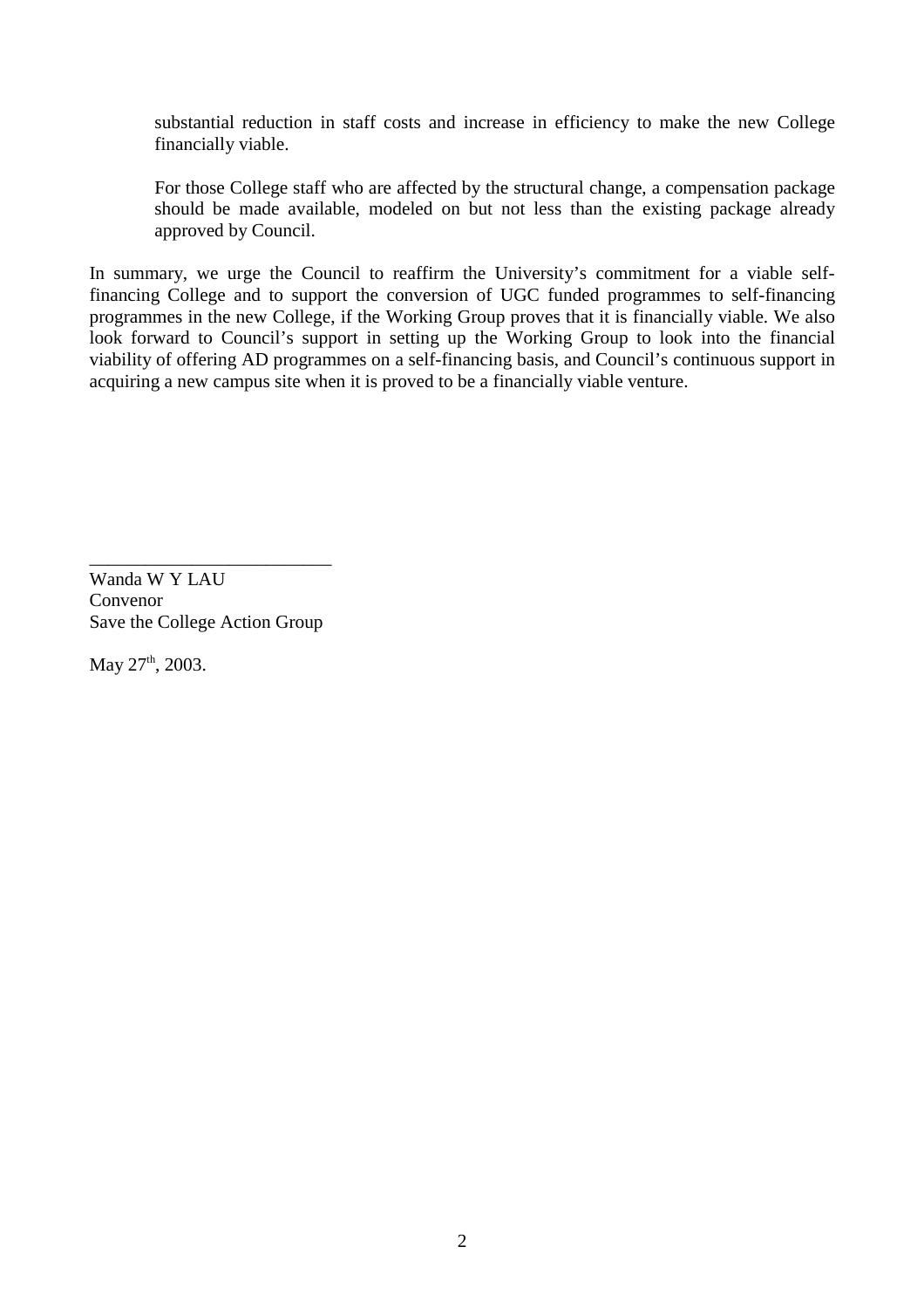substantial reduction in staff costs and increase in efficiency to make the new College financially viable.

For those College staff who are affected by the structural change, a compensation package should be made available, modeled on but not less than the existing package already approved by Council.

In summary, we urge the Council to reaffirm the University's commitment for a viable self-financing College and to support the conversion of UGC funded programmes to self-financing programmes in the new College, if the Working Group proves that it is financially viable. We also look forward to Council's support in setting up the Working Group to look into the financial viability of offering AD programmes on a self-financing basis, and Council's continuous support in acquiring a new campus site when it is proved to be a financially viable venture.

\_\_\_\_\_\_\_\_\_\_\_\_\_\_\_\_\_\_\_\_\_\_\_\_\_\_

Wanda W Y LAU
Convenor
Save the College Action Group

May 27th, 2003.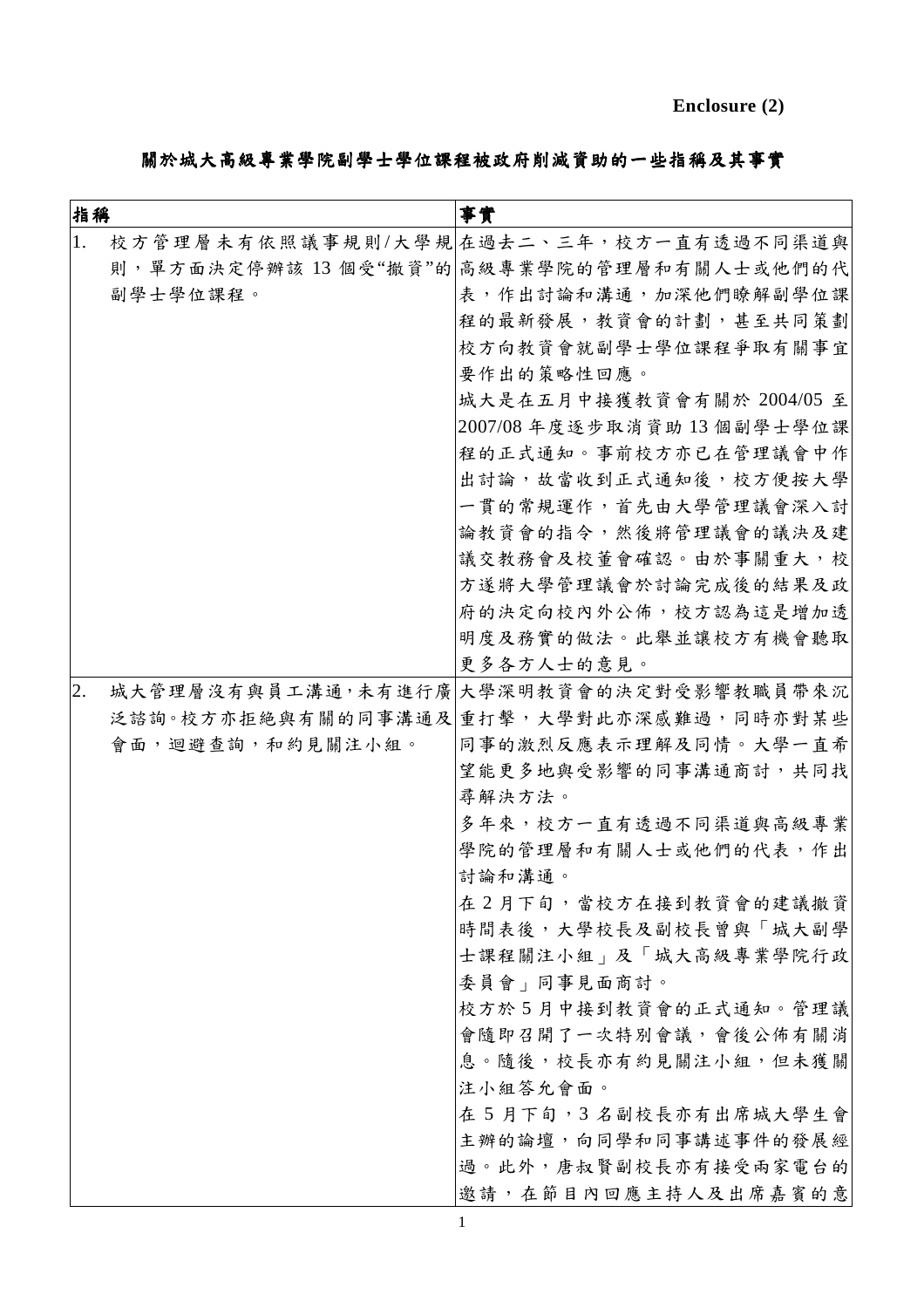**Enclosure (2)**

# 關於城大高級專業學院副學士學位課程被政府削減資助的一些指稱及其事實

| 指稱 | 事實 |
|---|---|
| 1. 校方管理層未有依照議事規則/大學規則，單方面決定停辦該13個受“撤資”的副學士學位課程。 | 在過去二、三年，校方一直有透過不同渠道與高級專業學院的管理層和有關人士或他們的代表，作出討論和溝通，加深他們瞭解副學位課程的最新發展，教資會的計劃，甚至共同策劃校方向教資會就副學士學位課程爭取有關事宜要作出的策略性回應。<br>城大是在五月中接獲教資會有關於2004/05至2007/08年度逐步取消資助13個副學士學位課程的正式通知。事前校方亦已在管理議會中作出討論，故當收到正式通知後，校方便按大學一貫的常規運作，首先由大學管理議會深入討論教資會的指令，然後將管理議會的議決及建議交教務會及校董會確認。由於事關重大，校方遂將大學管理議會於討論完成後的結果及政府的決定向校內外公佈，校方認為這是增加透明度及務實的做法。此舉並讓校方有機會聽取更多各方人士的意見。 |
| 2. 城大管理層沒有與員工溝通，未有進行廣泛諮詢。校方亦拒絕與有關的同事溝通及會面，迴避查詢，和約見關注小組。 | 大學深明教資會的決定對受影響教職員帶來沉重打擊，大學對此亦深感難過，同時亦對某些同事的激烈反應表示理解及同情。大學一直希望能更多地與受影響的同事溝通商討，共同找尋解決方法。<br>多年來，校方一直有透過不同渠道與高級專業學院的管理層和有關人士或他們的代表，作出討論和溝通。<br>在2月下旬，當校方在接到教資會的建議撤資時間表後，大學校長及副校長曾與「城大副學士課程關注小組」及「城大高級專業學院行政委員會」同事見面商討。<br>校方於5月中接到教資會的正式通知。管理議會隨即召開了一次特別會議，會後公佈有關消息。隨後，校長亦有約見關注小組，但未獲關注小組答允會面。<br>在5月下旬，3名副校長亦有出席城大學生會主辦的論壇，向同學和同事講述事件的發展經過。此外，唐叔賢副校長亦有接受兩家電台的邀請，在節目內回應主持人及出席嘉賓的意 |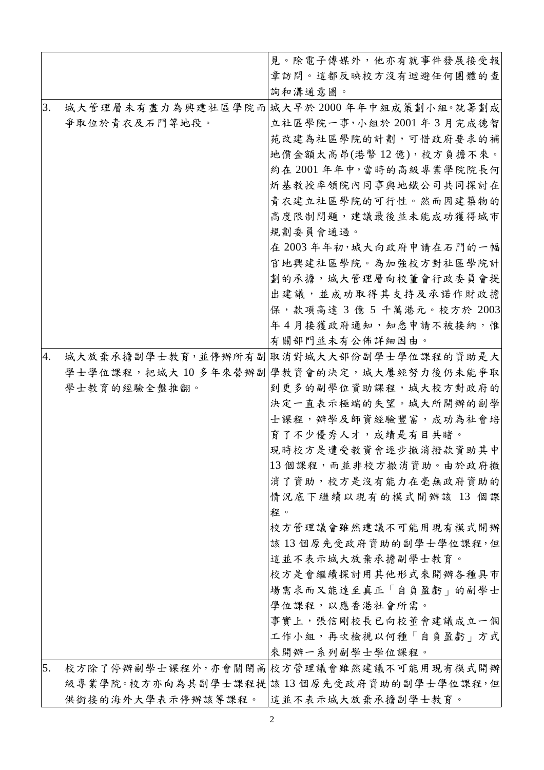| | | |
|---|---|---|
| | | 見。除電子傳媒外，他亦有就事件發展接受報章訪問。這都反映校方沒有迴避任何團體的查詢和溝通意圖。 |
| 3. | 城大管理層未有盡力為興建社區學院而爭取位於青衣及石門等地段。 | 城大早於 2000 年年中組成策劃小組。就籌劃成立社區學院一事，小組於 2001 年 3 月完成德智苑改建為社區學院的計劃，可惜政府要求的補地價金額太高昂(港幣 12 億)，校方負擔不來。約在 2001 年年中，當時的高級專業學院院長何炘基教授率領院內同事與地鐵公司共同探討在青衣建立社區學院的可行性。然而因建築物的高度限制問題，建議最後並未能成功獲得城市規劃委員會通過。<br>在 2003 年年初，城大向政府申請在石門的一幅官地興建社區學院。為加強校方對社區學院計劃的承擔，城大管理層向校董會行政委員會提出建議，並成功取得其支持及承諾作財政擔保，款項高達 3 億 5 千萬港元。校方於 2003 年 4 月接獲政府通知，知悉申請不被接納，惟有關部門並未有公佈詳細因由。 |
| 4. | 城大放棄承擔副學士教育，並停辦所有副學士學位課程，把城大 10 多年來營辦副學士教育的經驗全盤推翻。 | 取消對城大大部份副學士學位課程的資助是大學教資會的決定，城大屢經努力後仍未能爭取到更多的副學位資助課程，城大校方對政府的決定一直表示極端的失望。城大所開辦的副學士課程，辦學及師資經驗豐富，成功為社會培育了不少優秀人才，成績是有目共睹。<br>現時校方是遭受教資會逐步撤消撥款資助其中 13 個課程，而並非校方撤消資助。由於政府撤消了資助，校方是沒有能力在毫無政府資助的情況底下繼續以現有的模式開辦該 13 個課程。<br>校方管理議會雖然建議不可能用現有模式開辦該 13 個原先受政府資助的副學士學位課程，但這並不表示城大放棄承擔副學士教育。<br>校方是會繼續探討用其他形式來開辦各種具市場需求而又能達至真正「自負盈虧」的副學士學位課程，以應香港社會所需。<br>事實上，張信剛校長已向校董會建議成立一個工作小組，再次檢視以何種「自負盈虧」方式來開辦一系列副學士學位課程。 |
| 5. | 校方除了停辦副學士課程外，亦會關閉高級專業學院。校方亦向為其副學士課程提供銜接的海外大學表示停辦該等課程。 | 校方管理議會雖然建議不可能用現有模式開辦該 13 個原先受政府資助的副學士學位課程，但這並不表示城大放棄承擔副學士教育。 |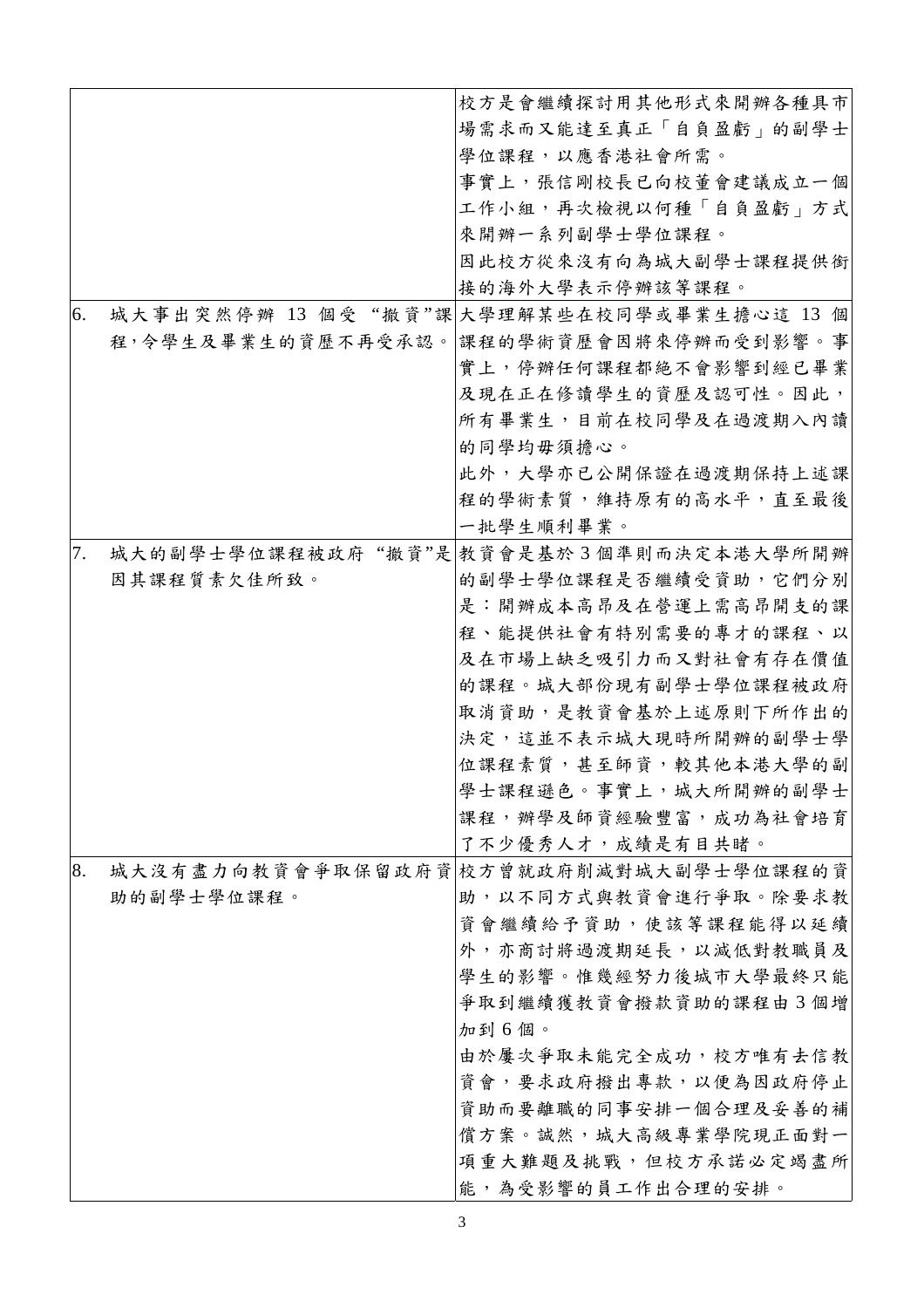| | | |
|---|---|---|
| | | 校方是會繼續探討用其他形式來開辦各種具市場需求而又能達至真正「自負盈虧」的副學士學位課程，以應香港社會所需。<br>事實上，張信剛校長已向校董會建議成立一個工作小組，再次檢視以何種「自負盈虧」方式來開辦一系列副學士學位課程。<br>因此校方從來沒有向為城大副學士課程提供銜接的海外大學表示停辦該等課程。 |
| 6. | 城大事出突然停辦 13 個受 "撤資"課程，令學生及畢業生的資歷不再受承認。 | 大學理解某些在校同學或畢業生擔心這 13 個課程的學術資歷會因將來停辦而受到影響。事實上，停辦任何課程都絕不會影響到經已畢業及現在正在修讀學生的資歷及認可性。因此，所有畢業生，目前在校同學及在過渡期入內讀的同學均毋須擔心。<br>此外，大學亦已公開保證在過渡期保持上述課程的學術素質，維持原有的高水平，直至最後一批學生順利畢業。 |
| 7. | 城大的副學士學位課程被政府 "撤資"是因其課程質素欠佳所致。 | 教資會是基於 3 個準則而決定本港大學所開辦的副學士學位課程是否繼續受資助，它們分別是：開辦成本高昂及在營運上需高昂開支的課程、能提供社會有特別需要的專才的課程、以及在市場上缺乏吸引力而又對社會有存在價值的課程。城大部份現有副學士學位課程被政府取消資助，是教資會基於上述原則下所作出的決定，這並不表示城大現時所開辦的副學士學位課程素質，甚至師資，較其他本港大學的副學士課程遜色。事實上，城大所開辦的副學士課程，辦學及師資經驗豐富，成功為社會培育了不少優秀人才，成績是有目共睹。 |
| 8. | 城大沒有盡力向教資會爭取保留政府資助的副學士學位課程。 | 校方曾就政府削減對城大副學士學位課程的資助，以不同方式與教資會進行爭取。除要求教資會繼續給予資助，使該等課程能得以延續外，亦商討將過渡期延長，以減低對教職員及學生的影響。惟幾經努力後城市大學最終只能爭取到繼續獲教資會撥款資助的課程由 3 個增加到 6 個。<br>由於屢次爭取未能完全成功，校方唯有去信教資會，要求政府撥出專款，以便為因政府停止資助而要離職的同事安排一個合理及妥善的補償方案。誠然，城大高級專業學院現正面對一項重大難題及挑戰，但校方承諾必定竭盡所能，為受影響的員工作出合理的安排。 |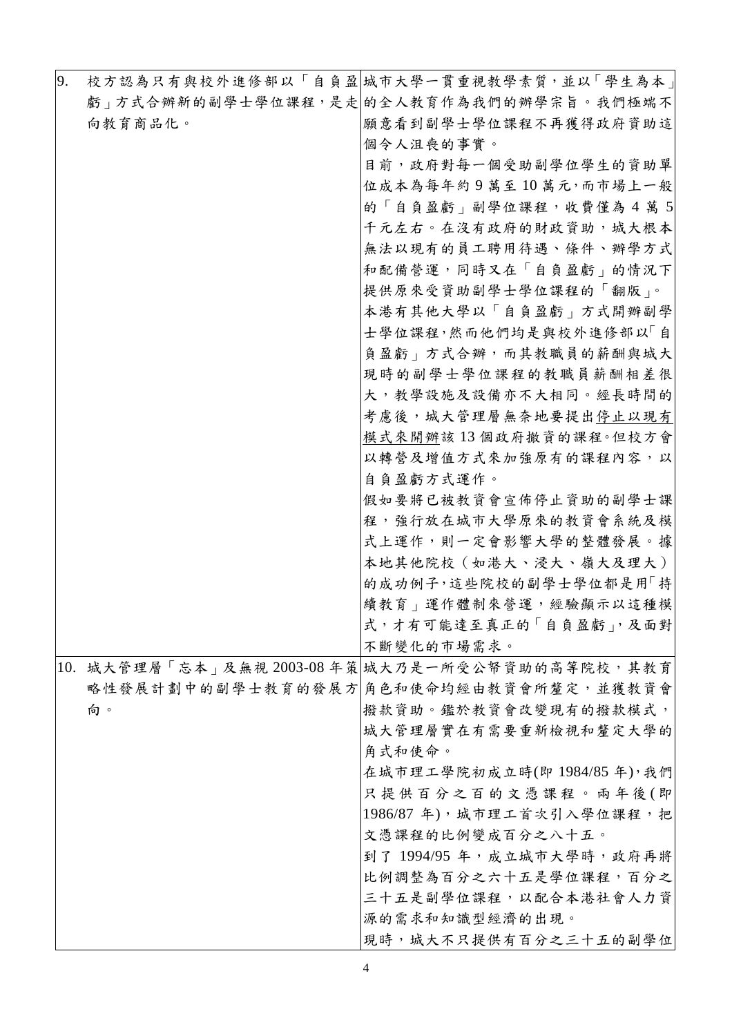| | | |
|---|---|---|
| 9. | 校方認為只有與校外進修部以「自負盈虧」方式合辦新的副學士學位課程，是走向教育商品化。 | 城市大學一貫重視教學素質，並以「學生為本」的全人教育作為我們的辦學宗旨。我們極端不願意看到副學士學位課程不再獲得政府資助這個令人沮喪的事實。<br>目前，政府對每一個受助副學位學生的資助單位成本為每年約 9 萬至 10 萬元，而市場上一般的「自負盈虧」副學位課程，收費僅為 4 萬 5 千元左右。在沒有政府的財政資助，城大根本無法以現有的員工聘用待遇、條件、辦學方式和配備營運，同時又在「自負盈虧」的情況下提供原來受資助副學士學位課程的「翻版」。<br>本港有其他大學以「自負盈虧」方式開辦副學士學位課程，然而他們均是與校外進修部以「自負盈虧」方式合辦，而其教職員的薪酬與城大現時的副學士學位課程的教職員薪酬相差很大，教學設施及設備亦不大相同。經長時間的考慮後，城大管理層無奈地要提出<u>停止以現有模式來開辦該 13 個政府撥資的課程</u>。但校方會以轉營及增值方式來加強原有的課程內容，以自負盈虧方式運作。<br>假如要將已被教資會宣佈停止資助的副學士課程，強行放在城市大學原來的教資會系統及模式上運作，則一定會影響大學的整體發展。據本地其他院校（如港大、浸大、嶺大及理大）的成功例子，這些院校的副學士學位都是用「持續教育」運作體制來營運，經驗顯示以這種模式，才有可能達至真正的「自負盈虧」，及面對不斷變化的市場需求。 |
| 10. | 城大管理層「忘本」及無視 2003-08 年策略性發展計劃中的副學士教育的發展方向。 | 城大乃是一所受公帑資助的高等院校，其教育角色和使命均經由教資會所釐定，並獲教資會撥款資助。鑑於教資會改變現有的撥款模式，城大管理層實在有需要重新檢視和釐定大學的角式和使命。<br>在城市理工學院初成立時(即 1984/85 年)，我們只提供百分之百的文憑課程。兩年後(即 1986/87 年)，城市理工首次引入學位課程，把文憑課程的比例變成百分之八十五。<br>到了 1994/95 年，成立城市大學時，政府再將比例調整為百分之六十五是學位課程，百分之三十五是副學位課程，以配合本港社會人力資源的需求和知識型經濟的出現。<br>現時，城大不只提供有百分之三十五的副學位 |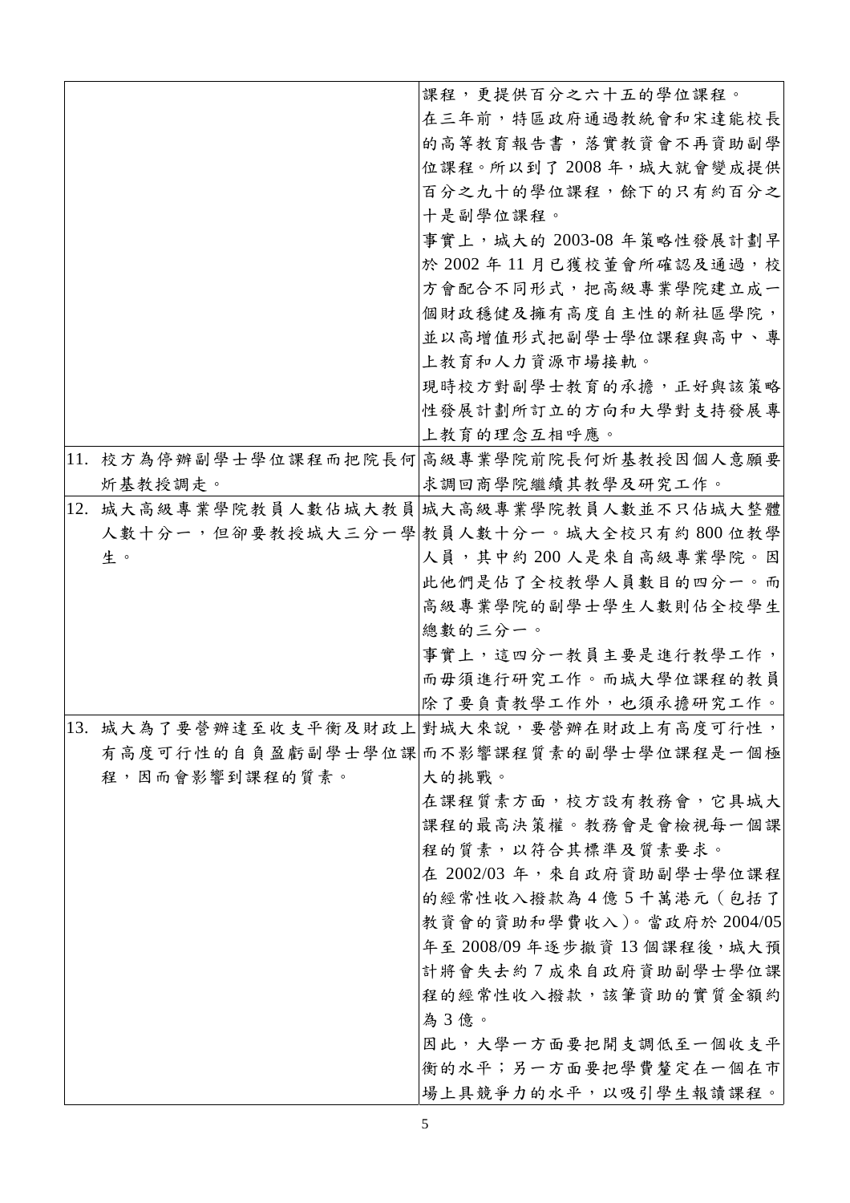| | |
|---|---|
| | 課程，更提供百分之六十五的學位課程。<br>在三年前，特區政府通過教統會和宋達能校長的高等教育報告書，落實教資會不再資助副學位課程。所以到了 2008 年，城大就會變成提供百分之九十的學位課程，餘下的只有約百分之十是副學位課程。<br>事實上，城大的 2003-08 年策略性發展計劃早於 2002 年 11 月已獲校董會所確認及通過，校方會配合不同形式，把高級專業學院建立成一個財政穩健及擁有高度自主性的新社區學院，並以高增值形式把副學士學位課程與高中、專上教育和人力資源市場接軌。<br>現時校方對副學士教育的承擔，正好與該策略性發展計劃所訂立的方向和大學對支持發展專上教育的理念互相呼應。 |
| 11. 校方為停辦副學士學位課程而把院長何炘基教授調走。 | 高級專業學院前院長何炘基教授因個人意願要求調回商學院繼續其教學及研究工作。 |
| 12. 城大高級專業學院教員人數佔城大教員人數十分一，但卻要教授城大三分一學生。 | 城大高級專業學院教員人數並不只佔城大整體教員人數十分一。城大全校只有約 800 位教學人員，其中約 200 人是來自高級專業學院。因此他們是佔了全校教學人員數目的四分一。而高級專業學院的副學士學生人數則佔全校學生總數的三分一。<br>事實上，這四分一教員主要是進行教學工作，而毋須進行研究工作。而城大學位課程的教員除了要負責教學工作外，也須承擔研究工作。 |
| 13. 城大為了要營辦達至收支平衡及財政上有高度可行性的自負盈虧副學士學位課程，因而會影響到課程的質素。 | 對城大來說，要營辦在財政上有高度可行性，而不影響課程質素的副學士學位課程是一個極大的挑戰。<br>在課程質素方面，校方設有教務會，它具城大課程的最高決策權。教務會是會檢視每一個課程的質素，以符合其標準及質素要求。<br>在 2002/03 年，來自政府資助副學士學位課程的經常性收入撥款為 4 億 5 千萬港元（包括了教資會的資助和學費收入）。當政府於 2004/05 年至 2008/09 年逐步撤資 13 個課程後，城大預計將會失去約 7 成來自政府資助副學士學位課程的經常性收入撥款，該筆資助的實質金額約為 3 億。<br>因此，大學一方面要把開支調低至一個收支平衡的水平；另一方面要把學費釐定在一個在市場上具競爭力的水平，以吸引學生報讀課程。 |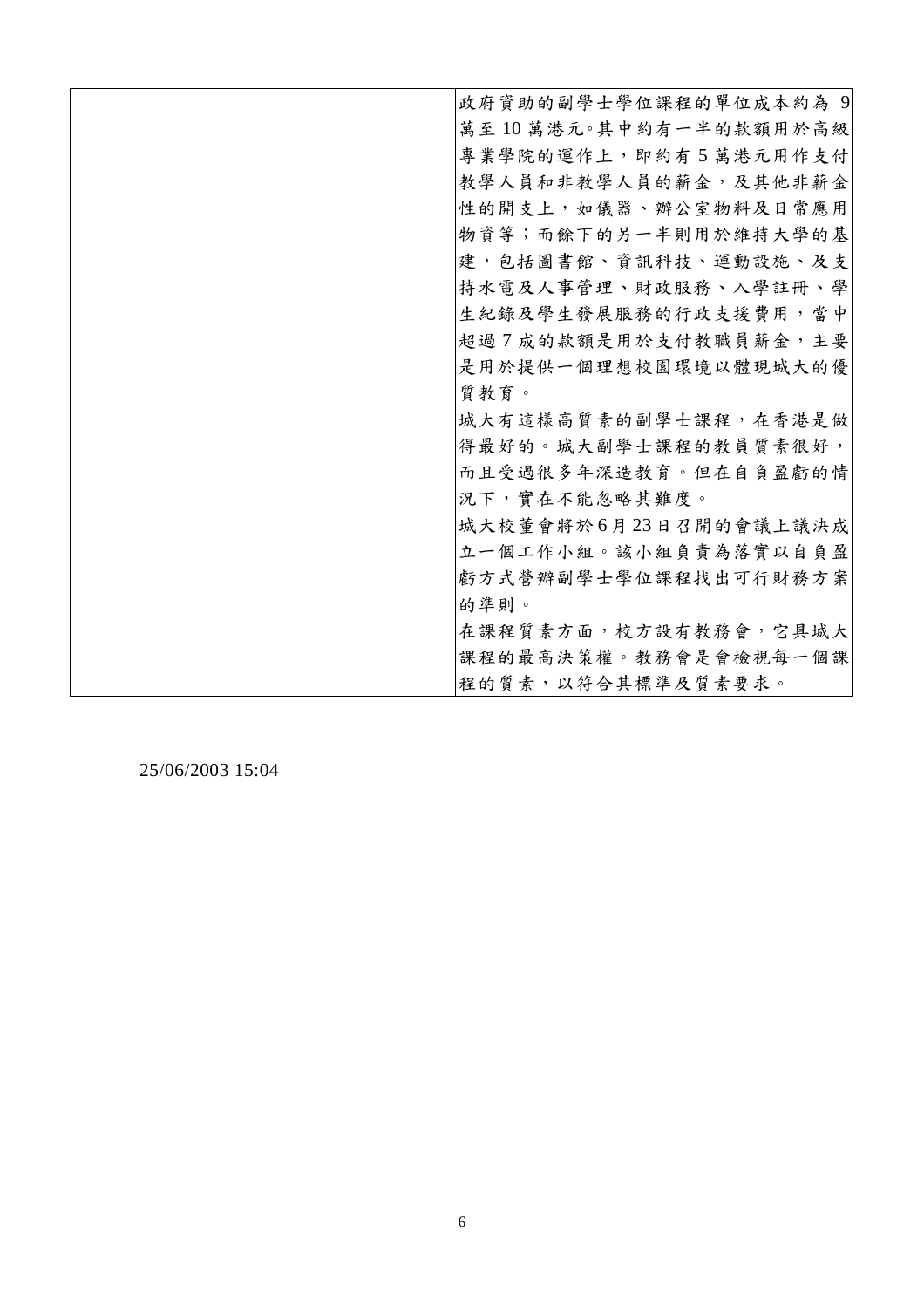| | |
|---|---|
| | 政府資助的副學士學位課程的單位成本約為 9 萬至 10 萬港元。其中約有一半的款額用於高級專業學院的運作上，即約有 5 萬港元用作支付教學人員和非教學人員的薪金，及其他非薪金性的開支上，如儀器、辦公室物料及日常應用物資等；而餘下的另一半則用於維持大學的基建，包括圖書館、資訊科技、運動設施、及支持水電及人事管理、財政服務、入學註冊、學生紀錄及學生發展服務的行政支援費用，當中超過 7 成的款額是用於支付教職員薪金，主要是用於提供一個理想校園環境以體現城大的優質教育。<br>城大有這樣高質素的副學士課程，在香港是做得最好的。城大副學士課程的教員質素很好，而且受過很多年深造教育。但在自負盈虧的情況下，實在不能忽略其難度。<br>城大校董會將於 6 月 23 日召開的會議上議決成立一個工作小組。該小組負責為落實以自負盈虧方式營辦副學士學位課程找出可行財務方案的準則。<br>在課程質素方面，校方設有教務會，它具城大課程的最高決策權。教務會是會檢視每一個課程的質素，以符合其標準及質素要求。 |

25/06/2003 15:04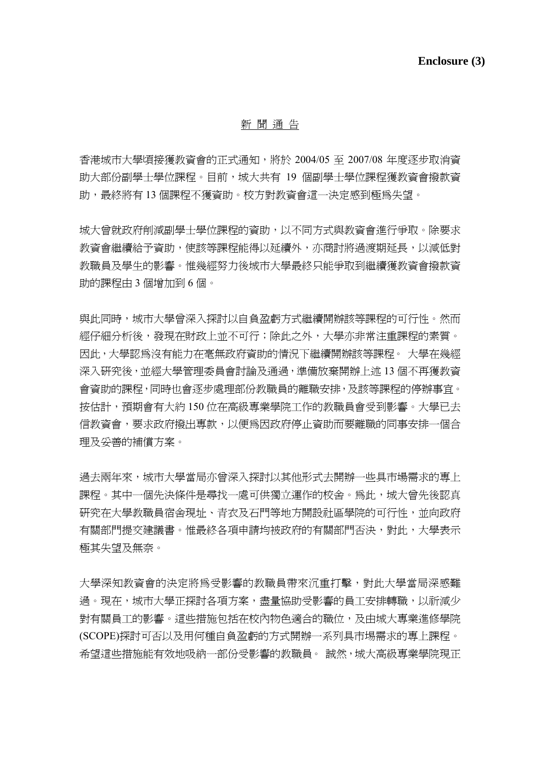**Enclosure (3)**

# 新 聞 通 告

香港城市大學頃接獲教資會的正式通知，將於 2004/05 至 2007/08 年度逐步取消資助大部份副學士學位課程。目前，城大共有 19 個副學士學位課程獲教資會撥款資助，最終將有 13 個課程不獲資助。校方對教資會這一決定感到極為失望。

城大曾就政府削減副學士學位課程的資助，以不同方式與教資會進行爭取。除要求教資會繼續給予資助，使該等課程能得以延續外，亦商討將過渡期延長，以減低對教職員及學生的影響。惟幾經努力後城市大學最終只能爭取到繼續獲教資會撥款資助的課程由 3 個增加到 6 個。

與此同時，城市大學曾深入探討以自負盈虧方式繼續開辦該等課程的可行性。然而經仔細分析後，發現在財政上並不可行；除此之外，大學亦非常注重課程的素質。因此，大學認為沒有能力在毫無政府資助的情況下繼續開辦該等課程。 大學在幾經深入研究後，並經大學管理委員會討論及通過，準備放棄開辦上述 13 個不再獲教資會資助的課程，同時也會逐步處理部份教職員的離職安排，及該等課程的停辦事宜。按估計，預期會有大約 150 位在高級專業學院工作的教職員會受到影響。大學已去信教資會，要求政府撥出專款，以便為因政府停止資助而要離職的同事安排一個合理及妥善的補償方案。

過去兩年來，城市大學當局亦曾深入探討以其他形式去開辦一些具市場需求的專上課程。其中一個先決條件是尋找一處可供獨立運作的校舍。為此，城大曾先後認真研究在大學教職員宿舍現址、青衣及石門等地方開設社區學院的可行性，並向政府有關部門提交建議書。惟最終各項申請均被政府的有關部門否決，對此，大學表示極其失望及無奈。

大學深知教資會的決定將為受影響的教職員帶來沉重打擊，對此大學當局深感難過。現在，城市大學正探討各項方案，盡量協助受影響的員工安排轉職，以祈減少對有關員工的影響。這些措施包括在校內物色適合的職位，及由城大專業進修學院(SCOPE)探討可否以及用何種自負盈虧的方式開辦一系列具市場需求的專上課程。希望這些措施能有效地吸納一部份受影響的教職員。 誠然，城大高級專業學院現正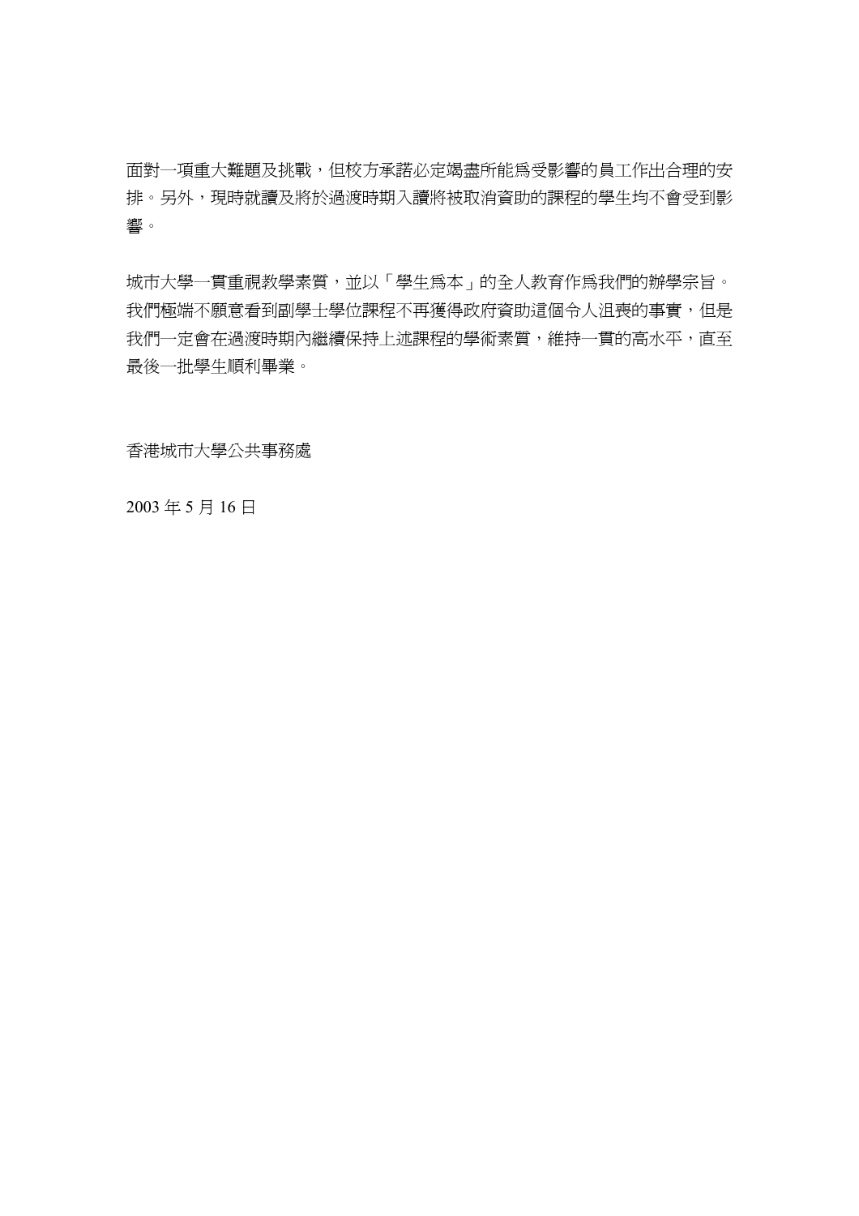面對一項重大難題及挑戰，但校方承諾必定竭盡所能為受影響的員工作出合理的安排。另外，現時就讀及將於過渡時期入讀將被取消資助的課程的學生均不會受到影響。

城市大學一貫重視教學素質，並以「學生為本」的全人教育作為我們的辦學宗旨。我們極端不願意看到副學士學位課程不再獲得政府資助這個令人沮喪的事實，但是我們一定會在過渡時期內繼續保持上述課程的學術素質，維持一貫的高水平，直至最後一批學生順利畢業。

香港城市大學公共事務處

2003 年 5 月 16 日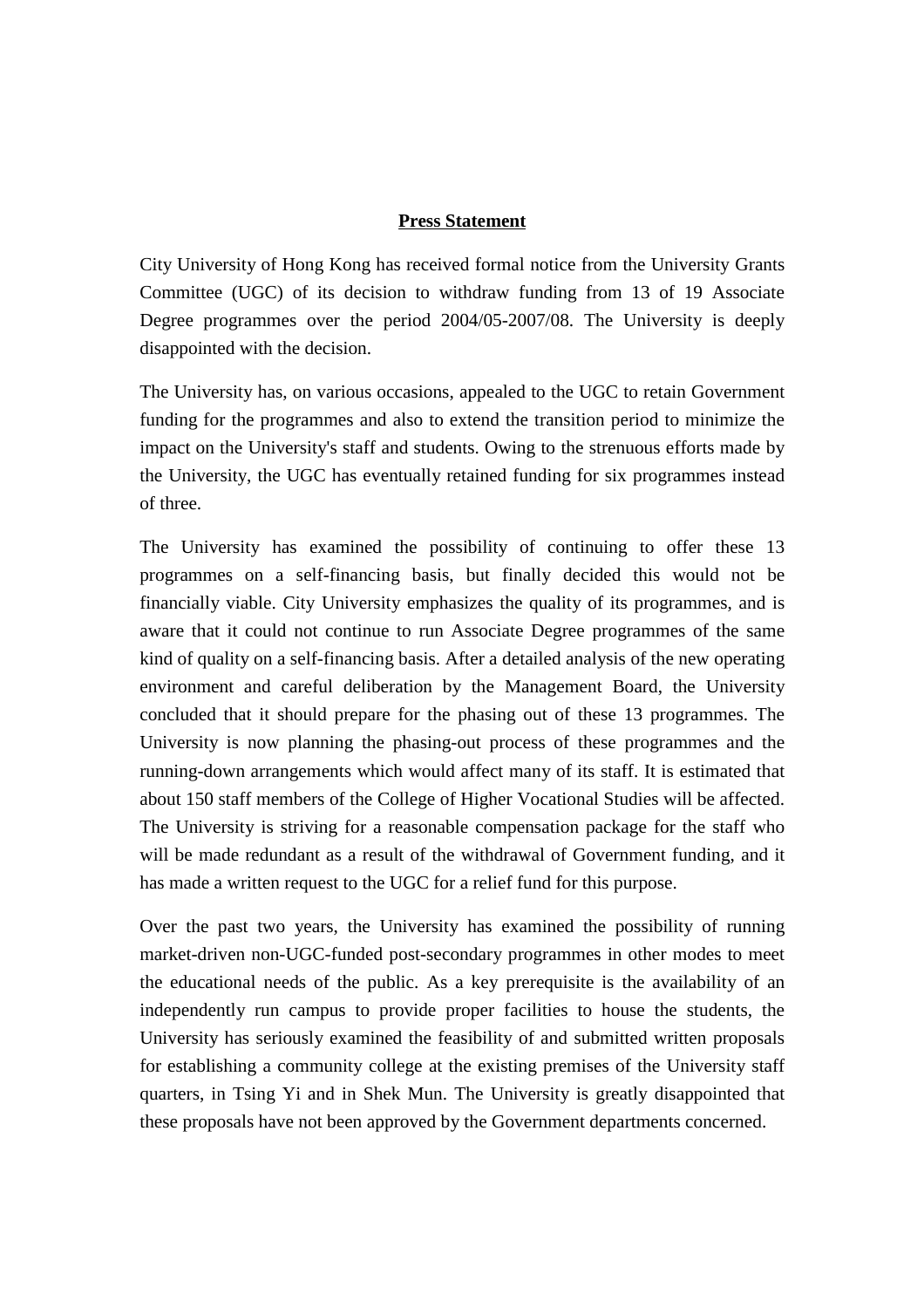**Press Statement**

City University of Hong Kong has received formal notice from the University Grants Committee (UGC) of its decision to withdraw funding from 13 of 19 Associate Degree programmes over the period 2004/05-2007/08. The University is deeply disappointed with the decision.

The University has, on various occasions, appealed to the UGC to retain Government funding for the programmes and also to extend the transition period to minimize the impact on the University's staff and students. Owing to the strenuous efforts made by the University, the UGC has eventually retained funding for six programmes instead of three.

The University has examined the possibility of continuing to offer these 13 programmes on a self-financing basis, but finally decided this would not be financially viable. City University emphasizes the quality of its programmes, and is aware that it could not continue to run Associate Degree programmes of the same kind of quality on a self-financing basis. After a detailed analysis of the new operating environment and careful deliberation by the Management Board, the University concluded that it should prepare for the phasing out of these 13 programmes. The University is now planning the phasing-out process of these programmes and the running-down arrangements which would affect many of its staff. It is estimated that about 150 staff members of the College of Higher Vocational Studies will be affected. The University is striving for a reasonable compensation package for the staff who will be made redundant as a result of the withdrawal of Government funding, and it has made a written request to the UGC for a relief fund for this purpose.

Over the past two years, the University has examined the possibility of running market-driven non-UGC-funded post-secondary programmes in other modes to meet the educational needs of the public. As a key prerequisite is the availability of an independently run campus to provide proper facilities to house the students, the University has seriously examined the feasibility of and submitted written proposals for establishing a community college at the existing premises of the University staff quarters, in Tsing Yi and in Shek Mun. The University is greatly disappointed that these proposals have not been approved by the Government departments concerned.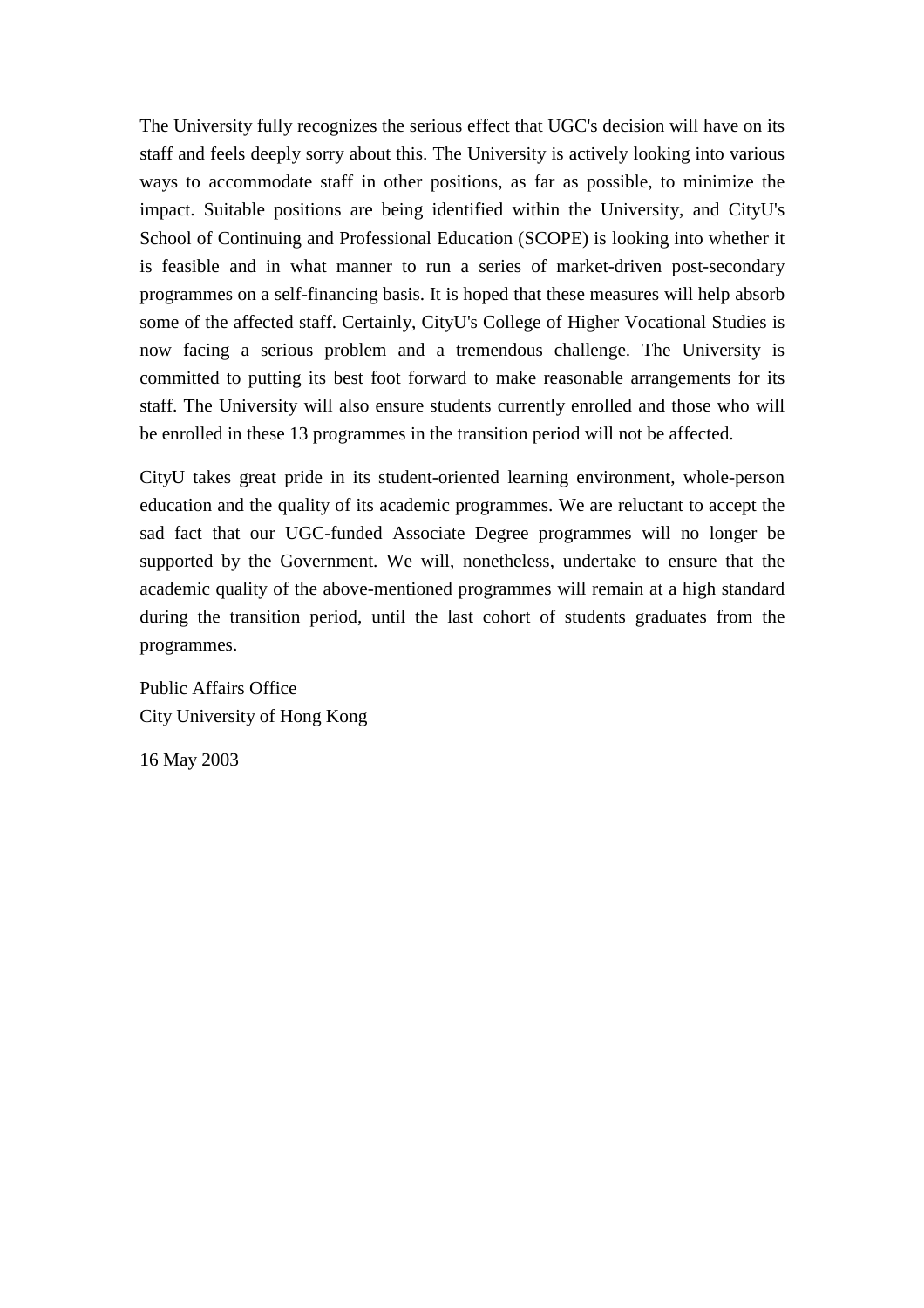The University fully recognizes the serious effect that UGC's decision will have on its staff and feels deeply sorry about this. The University is actively looking into various ways to accommodate staff in other positions, as far as possible, to minimize the impact. Suitable positions are being identified within the University, and CityU's School of Continuing and Professional Education (SCOPE) is looking into whether it is feasible and in what manner to run a series of market-driven post-secondary programmes on a self-financing basis. It is hoped that these measures will help absorb some of the affected staff. Certainly, CityU's College of Higher Vocational Studies is now facing a serious problem and a tremendous challenge. The University is committed to putting its best foot forward to make reasonable arrangements for its staff. The University will also ensure students currently enrolled and those who will be enrolled in these 13 programmes in the transition period will not be affected.

CityU takes great pride in its student-oriented learning environment, whole-person education and the quality of its academic programmes. We are reluctant to accept the sad fact that our UGC-funded Associate Degree programmes will no longer be supported by the Government. We will, nonetheless, undertake to ensure that the academic quality of the above-mentioned programmes will remain at a high standard during the transition period, until the last cohort of students graduates from the programmes.

Public Affairs Office
City University of Hong Kong

16 May 2003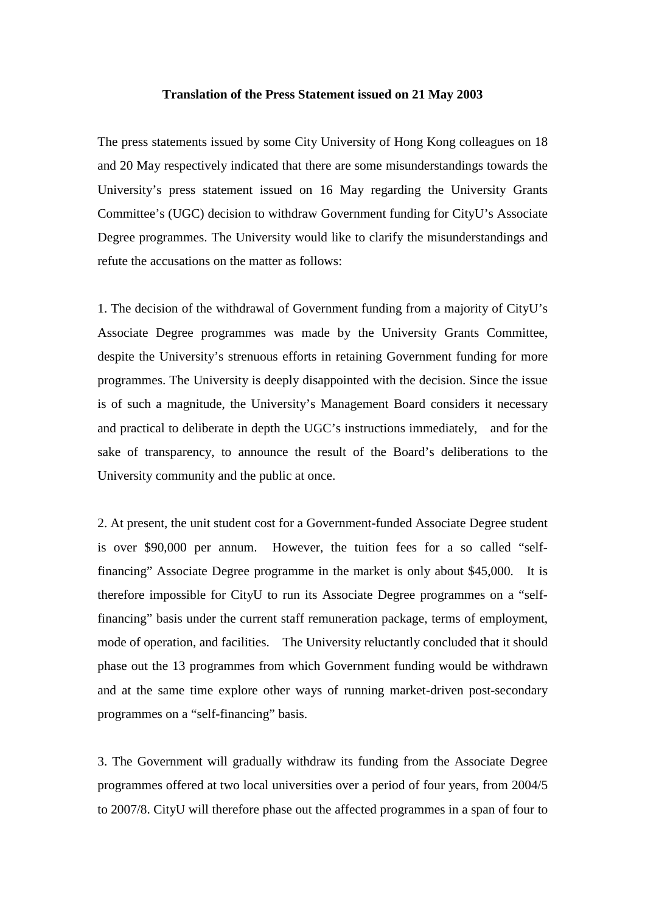**Translation of the Press Statement issued on 21 May 2003**

The press statements issued by some City University of Hong Kong colleagues on 18 and 20 May respectively indicated that there are some misunderstandings towards the University's press statement issued on 16 May regarding the University Grants Committee's (UGC) decision to withdraw Government funding for CityU's Associate Degree programmes. The University would like to clarify the misunderstandings and refute the accusations on the matter as follows:

1. The decision of the withdrawal of Government funding from a majority of CityU's Associate Degree programmes was made by the University Grants Committee, despite the University's strenuous efforts in retaining Government funding for more programmes. The University is deeply disappointed with the decision. Since the issue is of such a magnitude, the University's Management Board considers it necessary and practical to deliberate in depth the UGC's instructions immediately, and for the sake of transparency, to announce the result of the Board's deliberations to the University community and the public at once.

2. At present, the unit student cost for a Government-funded Associate Degree student is over $90,000 per annum. However, the tuition fees for a so called "self-financing" Associate Degree programme in the market is only about $45,000. It is therefore impossible for CityU to run its Associate Degree programmes on a "self-financing" basis under the current staff remuneration package, terms of employment, mode of operation, and facilities. The University reluctantly concluded that it should phase out the 13 programmes from which Government funding would be withdrawn and at the same time explore other ways of running market-driven post-secondary programmes on a "self-financing" basis.

3. The Government will gradually withdraw its funding from the Associate Degree programmes offered at two local universities over a period of four years, from 2004/5 to 2007/8. CityU will therefore phase out the affected programmes in a span of four to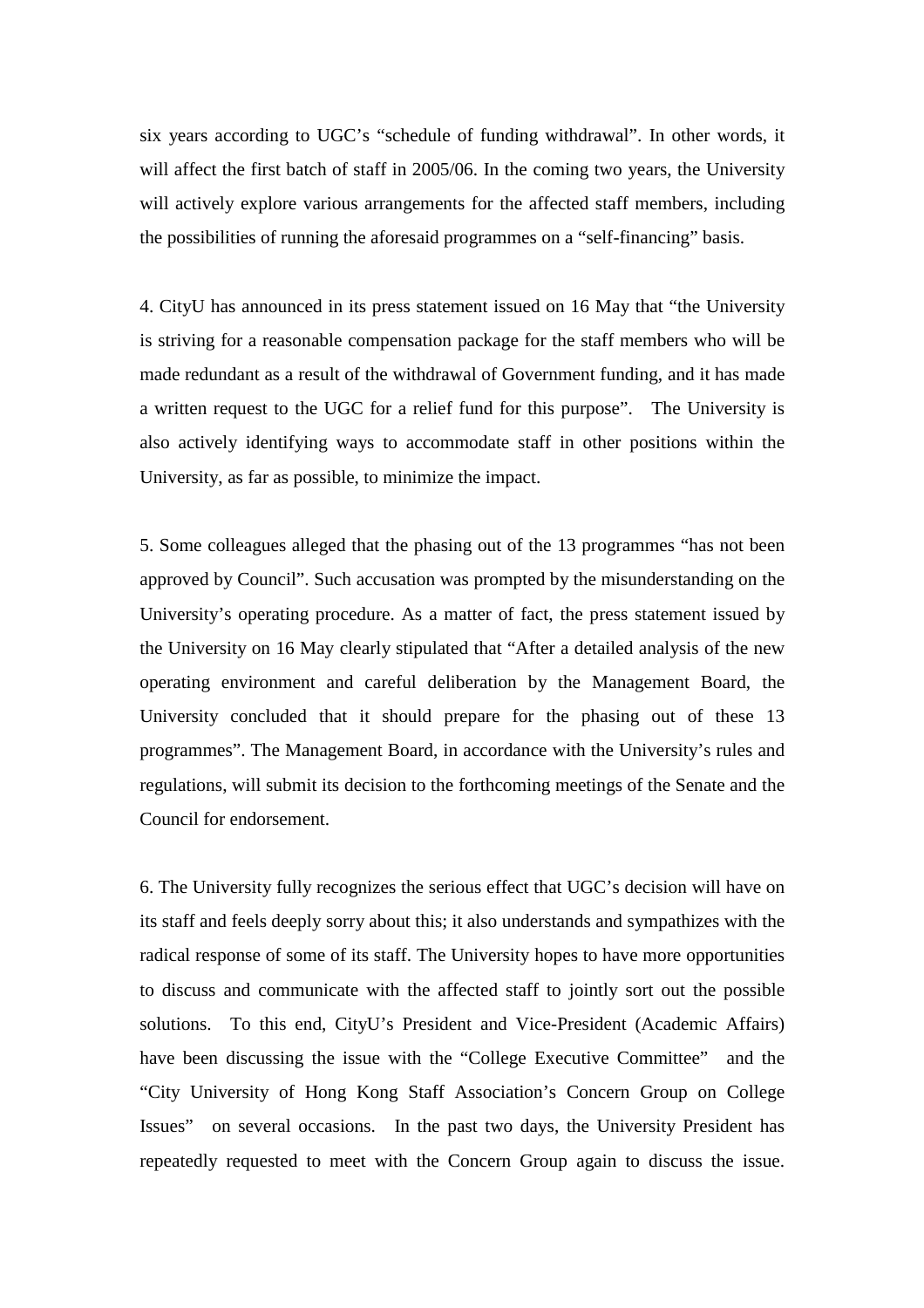six years according to UGC's "schedule of funding withdrawal". In other words, it will affect the first batch of staff in 2005/06. In the coming two years, the University will actively explore various arrangements for the affected staff members, including the possibilities of running the aforesaid programmes on a "self-financing" basis.

4. CityU has announced in its press statement issued on 16 May that "the University is striving for a reasonable compensation package for the staff members who will be made redundant as a result of the withdrawal of Government funding, and it has made a written request to the UGC for a relief fund for this purpose". The University is also actively identifying ways to accommodate staff in other positions within the University, as far as possible, to minimize the impact.

5. Some colleagues alleged that the phasing out of the 13 programmes "has not been approved by Council". Such accusation was prompted by the misunderstanding on the University's operating procedure. As a matter of fact, the press statement issued by the University on 16 May clearly stipulated that "After a detailed analysis of the new operating environment and careful deliberation by the Management Board, the University concluded that it should prepare for the phasing out of these 13 programmes". The Management Board, in accordance with the University's rules and regulations, will submit its decision to the forthcoming meetings of the Senate and the Council for endorsement.

6. The University fully recognizes the serious effect that UGC's decision will have on its staff and feels deeply sorry about this; it also understands and sympathizes with the radical response of some of its staff. The University hopes to have more opportunities to discuss and communicate with the affected staff to jointly sort out the possible solutions. To this end, CityU's President and Vice-President (Academic Affairs) have been discussing the issue with the "College Executive Committee" and the "City University of Hong Kong Staff Association's Concern Group on College Issues" on several occasions. In the past two days, the University President has repeatedly requested to meet with the Concern Group again to discuss the issue.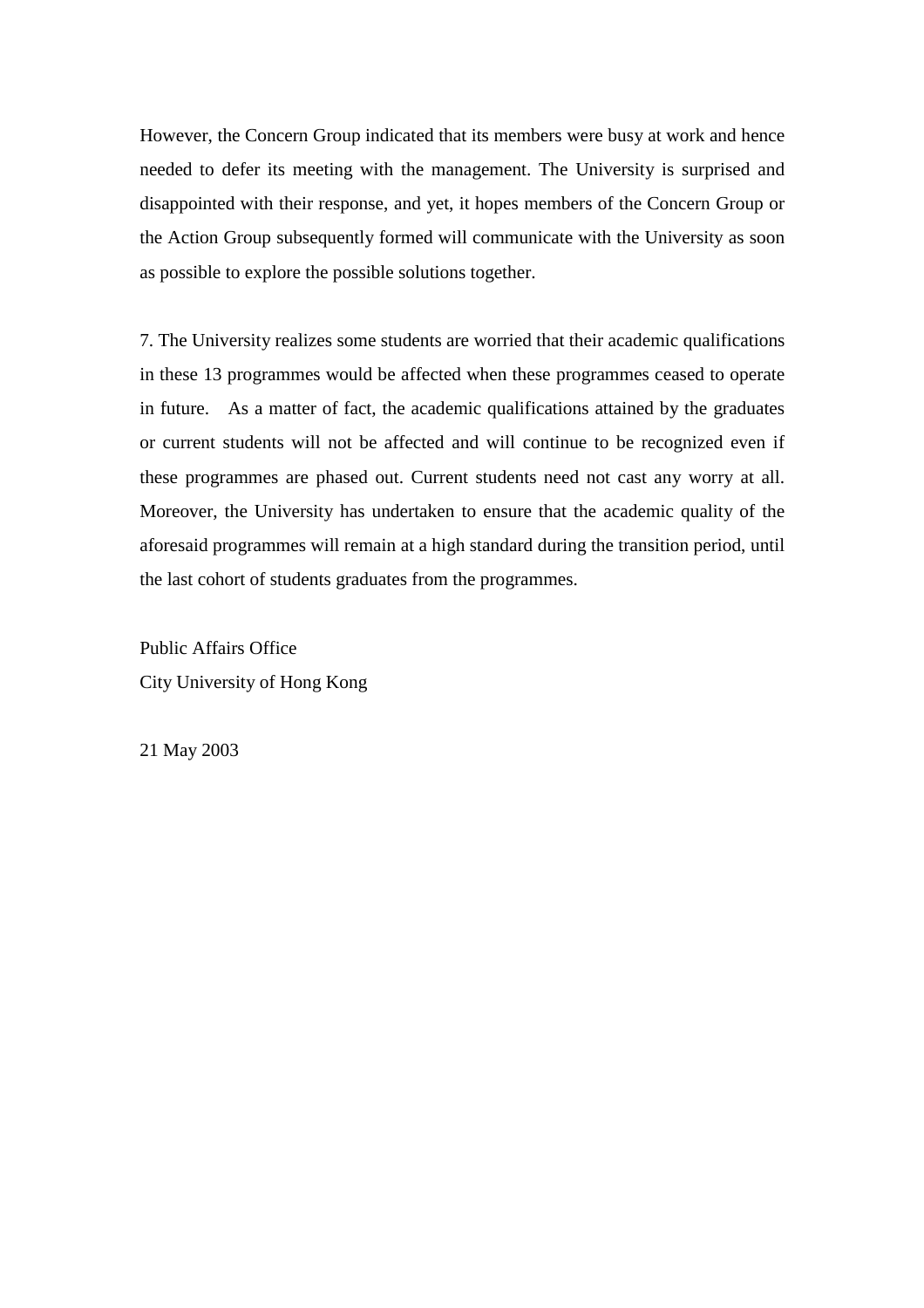However, the Concern Group indicated that its members were busy at work and hence needed to defer its meeting with the management. The University is surprised and disappointed with their response, and yet, it hopes members of the Concern Group or the Action Group subsequently formed will communicate with the University as soon as possible to explore the possible solutions together.

7. The University realizes some students are worried that their academic qualifications in these 13 programmes would be affected when these programmes ceased to operate in future. As a matter of fact, the academic qualifications attained by the graduates or current students will not be affected and will continue to be recognized even if these programmes are phased out. Current students need not cast any worry at all. Moreover, the University has undertaken to ensure that the academic quality of the aforesaid programmes will remain at a high standard during the transition period, until the last cohort of students graduates from the programmes.

Public Affairs Office
City University of Hong Kong

21 May 2003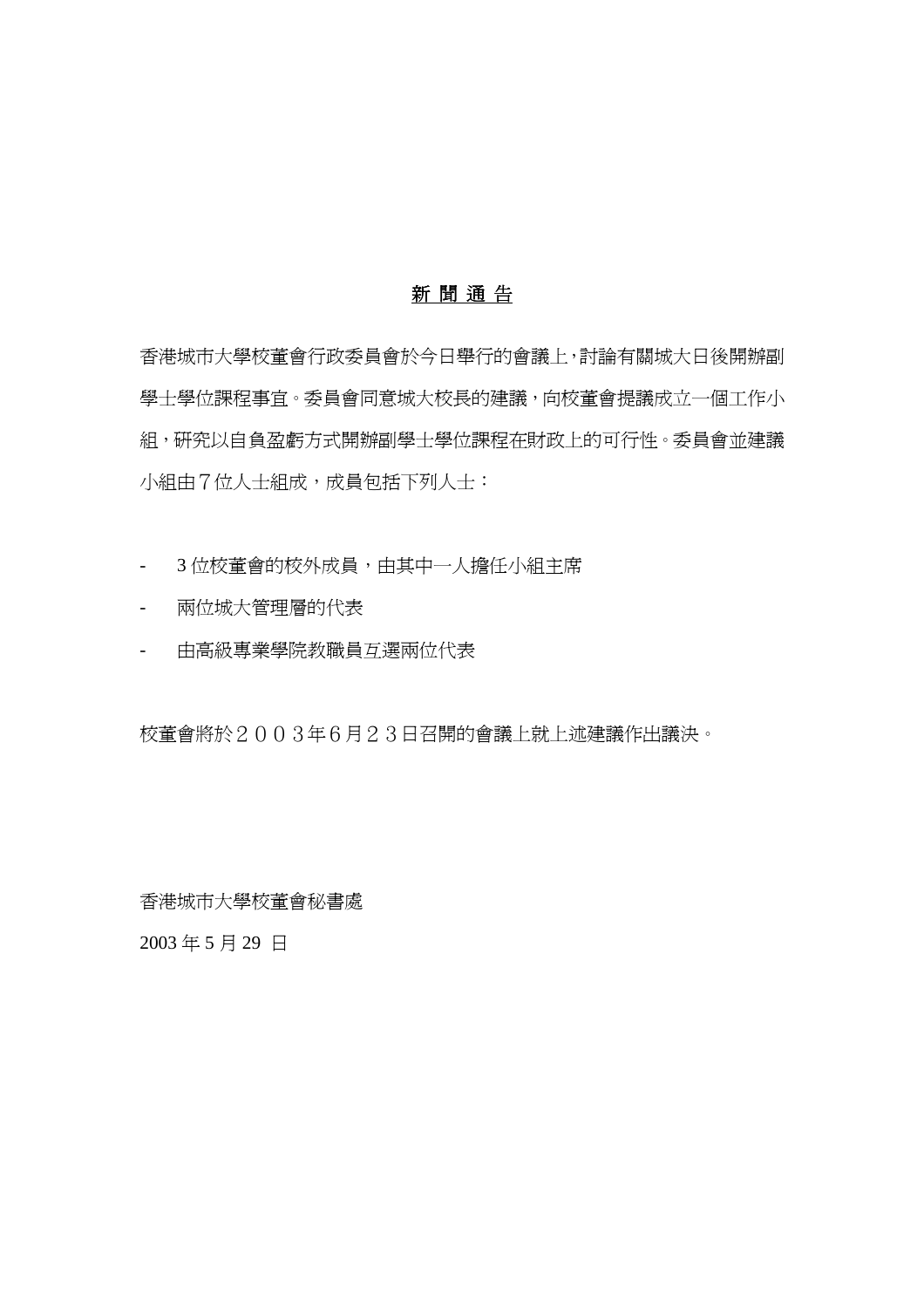**<u>新 聞 通 告</u>**

香港城市大學校董會行政委員會於今日舉行的會議上，討論有關城大日後開辦副學士學位課程事宜。委員會同意城大校長的建議，向校董會提議成立一個工作小組，研究以自負盈虧方式開辦副學士學位課程在財政上的可行性。委員會並建議小組由７位人士組成，成員包括下列人士：

- 3 位校董會的校外成員，由其中一人擔任小組主席
- 兩位城大管理層的代表
- 由高級專業學院教職員互選兩位代表

校董會將於２００３年６月２３日召開的會議上就上述建議作出議決。

香港城市大學校董會秘書處

2003 年 5 月 29 日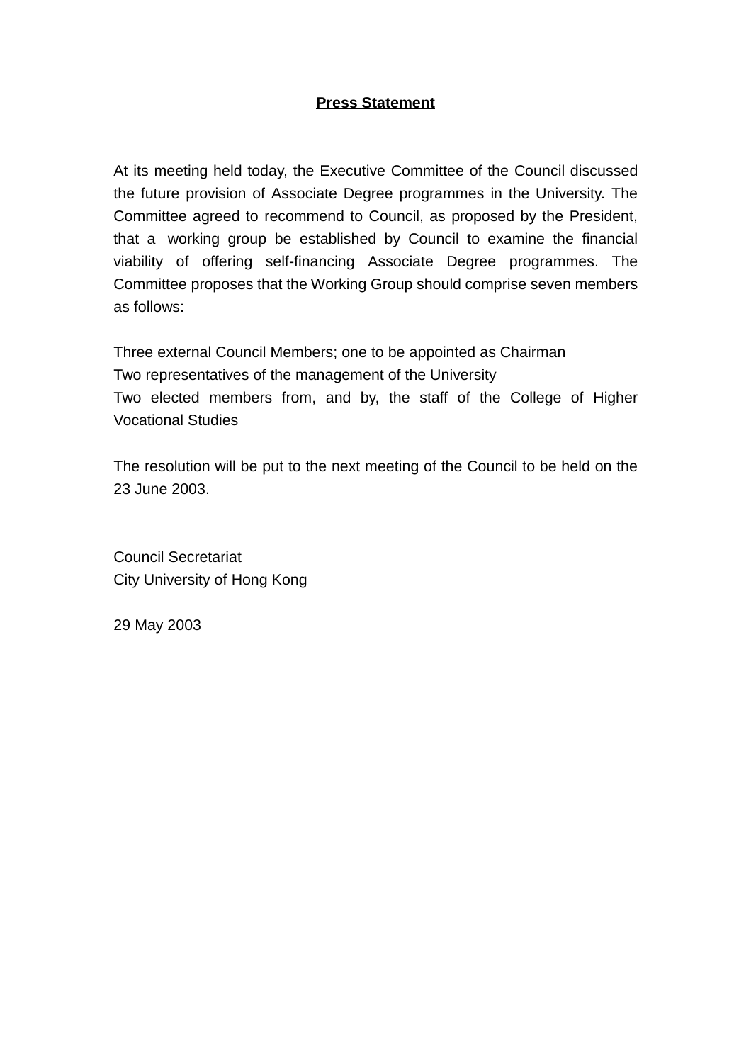**Press Statement**

At its meeting held today, the Executive Committee of the Council discussed the future provision of Associate Degree programmes in the University. The Committee agreed to recommend to Council, as proposed by the President, that a working group be established by Council to examine the financial viability of offering self-financing Associate Degree programmes. The Committee proposes that the Working Group should comprise seven members as follows:

Three external Council Members; one to be appointed as Chairman
Two representatives of the management of the University
Two elected members from, and by, the staff of the College of Higher Vocational Studies

The resolution will be put to the next meeting of the Council to be held on the 23 June 2003.

Council Secretariat
City University of Hong Kong

29 May 2003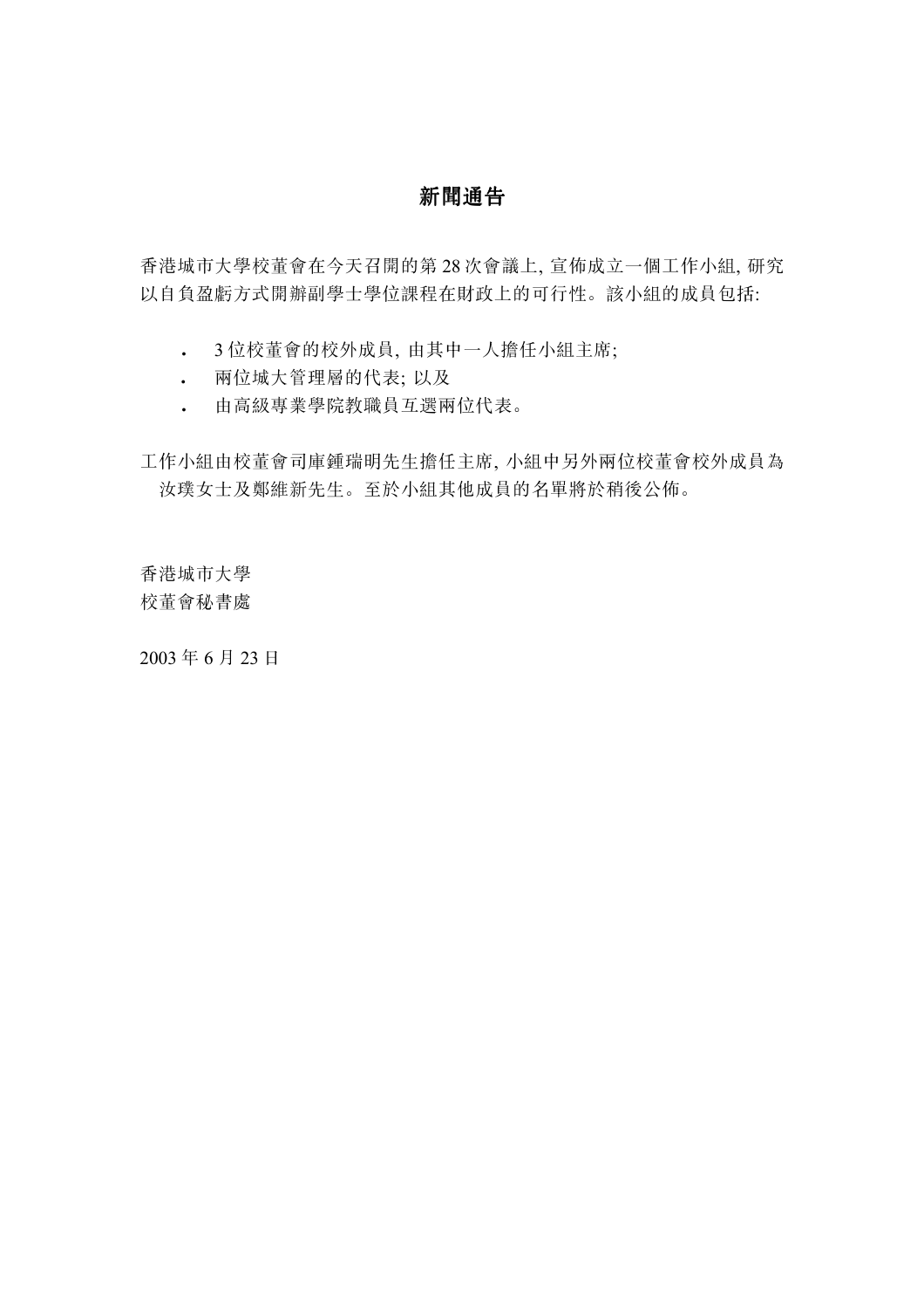# 新聞通告

香港城市大學校董會在今天召開的第 28 次會議上, 宣佈成立一個工作小組, 研究以自負盈虧方式開辦副學士學位課程在財政上的可行性。該小組的成員包括:

- 3 位校董會的校外成員, 由其中一人擔任小組主席;
- 兩位城大管理層的代表; 以及
- 由高級專業學院教職員互選兩位代表。

工作小組由校董會司庫鍾瑞明先生擔任主席, 小組中另外兩位校董會校外成員為　汝璞女士及鄭維新先生。至於小組其他成員的名單將於稍後公佈。

香港城市大學
校董會秘書處

2003 年 6 月 23 日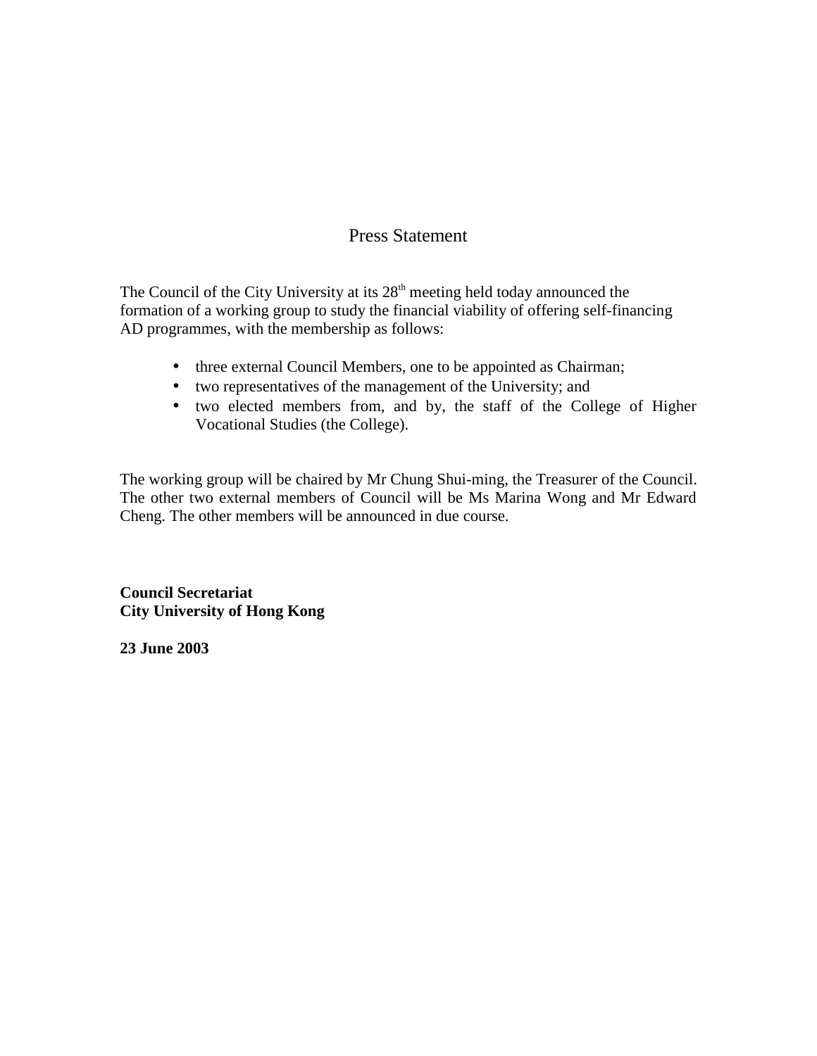# Press Statement

The Council of the City University at its 28th meeting held today announced the formation of a working group to study the financial viability of offering self-financing AD programmes, with the membership as follows:

- three external Council Members, one to be appointed as Chairman;
- two representatives of the management of the University; and
- two elected members from, and by, the staff of the College of Higher Vocational Studies (the College).

The working group will be chaired by Mr Chung Shui-ming, the Treasurer of the Council. The other two external members of Council will be Ms Marina Wong and Mr Edward Cheng. The other members will be announced in due course.

**Council Secretariat**
**City University of Hong Kong**

**23 June 2003**